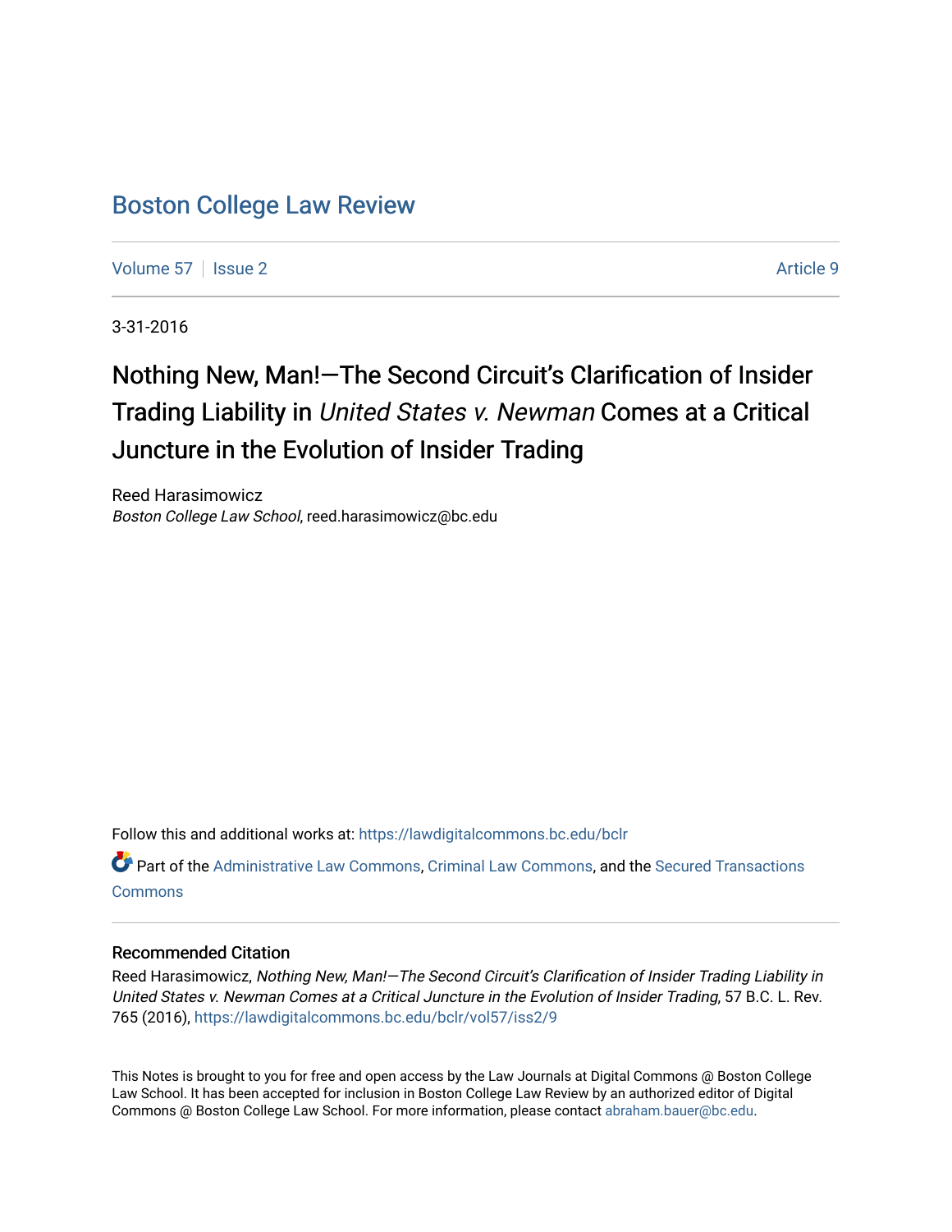# Boston College Law Review

Volume 57 | Issue 2 Article 9

3-31-2016

## Nothing New, Man!—The Second Circuit's Clarification of Insider Trading Liability in *United States v. Newman* Comes at a Critical Juncture in the Evolution of Insider Trading

Reed Harasimowicz
*Boston College Law School*, reed.harasimowicz@bc.edu

Follow this and additional works at: https://lawdigitalcommons.bc.edu/bclr

Part of the Administrative Law Commons, Criminal Law Commons, and the Secured Transactions Commons

### Recommended Citation

Reed Harasimowicz, *Nothing New, Man!—The Second Circuit's Clarification of Insider Trading Liability in United States v. Newman Comes at a Critical Juncture in the Evolution of Insider Trading*, 57 B.C. L. Rev. 765 (2016), https://lawdigitalcommons.bc.edu/bclr/vol57/iss2/9

This Notes is brought to you for free and open access by the Law Journals at Digital Commons @ Boston College Law School. It has been accepted for inclusion in Boston College Law Review by an authorized editor of Digital Commons @ Boston College Law School. For more information, please contact abraham.bauer@bc.edu.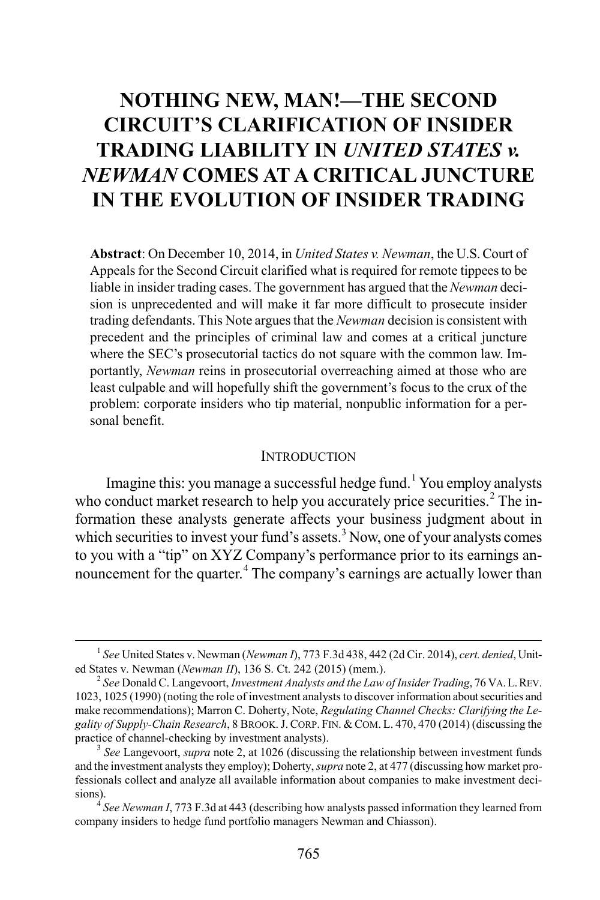# NOTHING NEW, MAN!—THE SECOND CIRCUIT'S CLARIFICATION OF INSIDER TRADING LIABILITY IN *UNITED STATES v. NEWMAN* COMES AT A CRITICAL JUNCTURE IN THE EVOLUTION OF INSIDER TRADING

**Abstract**: On December 10, 2014, in *United States v. Newman*, the U.S. Court of Appeals for the Second Circuit clarified what is required for remote tippees to be liable in insider trading cases. The government has argued that the *Newman* decision is unprecedented and will make it far more difficult to prosecute insider trading defendants. This Note argues that the *Newman* decision is consistent with precedent and the principles of criminal law and comes at a critical juncture where the SEC's prosecutorial tactics do not square with the common law. Importantly, *Newman* reins in prosecutorial overreaching aimed at those who are least culpable and will hopefully shift the government's focus to the crux of the problem: corporate insiders who tip material, nonpublic information for a personal benefit.

## INTRODUCTION

Imagine this: you manage a successful hedge fund.[1] You employ analysts who conduct market research to help you accurately price securities.[2] The information these analysts generate affects your business judgment about in which securities to invest your fund's assets.[3] Now, one of your analysts comes to you with a "tip" on XYZ Company's performance prior to its earnings announcement for the quarter.[4] The company's earnings are actually lower than

---

[1] *See* United States v. Newman (*Newman I*), 773 F.3d 438, 442 (2d Cir. 2014), *cert. denied*, United States v. Newman (*Newman II*), 136 S. Ct. 242 (2015) (mem.).

[2] *See* Donald C. Langevoort, *Investment Analysts and the Law of Insider Trading*, 76 VA. L. REV. 1023, 1025 (1990) (noting the role of investment analysts to discover information about securities and make recommendations); Marron C. Doherty, Note, *Regulating Channel Checks: Clarifying the Legality of Supply-Chain Research*, 8 BROOK. J. CORP. FIN. & COM. L. 470, 470 (2014) (discussing the practice of channel-checking by investment analysts).

[3] *See* Langevoort, *supra* note 2, at 1026 (discussing the relationship between investment funds and the investment analysts they employ); Doherty, *supra* note 2, at 477 (discussing how market professionals collect and analyze all available information about companies to make investment decisions).

[4] *See Newman I*, 773 F.3d at 443 (describing how analysts passed information they learned from company insiders to hedge fund portfolio managers Newman and Chiasson).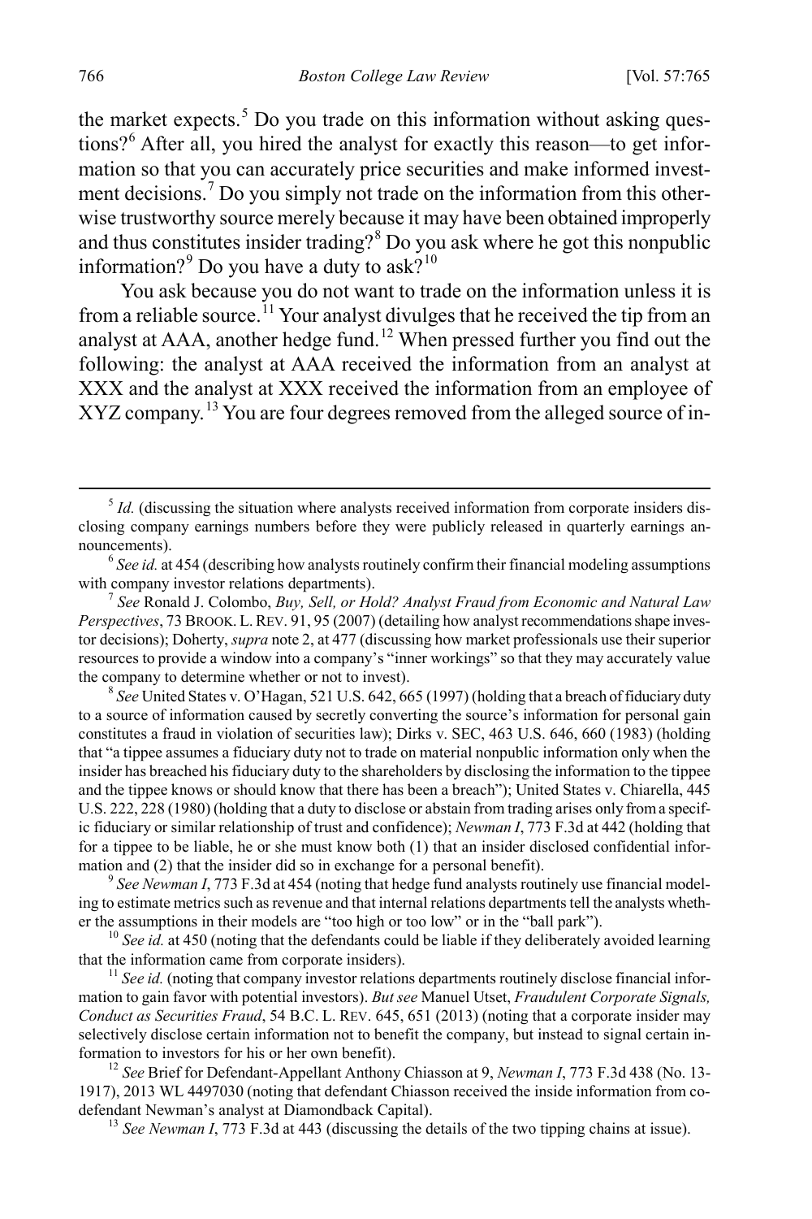the market expects.[5] Do you trade on this information without asking questions?[6] After all, you hired the analyst for exactly this reason—to get information so that you can accurately price securities and make informed investment decisions.[7] Do you simply not trade on the information from this otherwise trustworthy source merely because it may have been obtained improperly and thus constitutes insider trading?[8] Do you ask where he got this nonpublic information?[9] Do you have a duty to ask?[10]

You ask because you do not want to trade on the information unless it is from a reliable source.[11] Your analyst divulges that he received the tip from an analyst at AAA, another hedge fund.[12] When pressed further you find out the following: the analyst at AAA received the information from an analyst at XXX and the analyst at XXX received the information from an employee of XYZ company.[13] You are four degrees removed from the alleged source of in-

---

[5] *Id.* (discussing the situation where analysts received information from corporate insiders disclosing company earnings numbers before they were publicly released in quarterly earnings announcements).

[6] *See id.* at 454 (describing how analysts routinely confirm their financial modeling assumptions with company investor relations departments).

[7] *See* Ronald J. Colombo, *Buy, Sell, or Hold? Analyst Fraud from Economic and Natural Law Perspectives*, 73 BROOK. L. REV. 91, 95 (2007) (detailing how analyst recommendations shape investor decisions); Doherty, *supra* note 2, at 477 (discussing how market professionals use their superior resources to provide a window into a company's "inner workings" so that they may accurately value the company to determine whether or not to invest).

[8] *See* United States v. O'Hagan, 521 U.S. 642, 665 (1997) (holding that a breach of fiduciary duty to a source of information caused by secretly converting the source's information for personal gain constitutes a fraud in violation of securities law); Dirks v. SEC, 463 U.S. 646, 660 (1983) (holding that "a tippee assumes a fiduciary duty not to trade on material nonpublic information only when the insider has breached his fiduciary duty to the shareholders by disclosing the information to the tippee and the tippee knows or should know that there has been a breach"); United States v. Chiarella, 445 U.S. 222, 228 (1980) (holding that a duty to disclose or abstain from trading arises only from a specific fiduciary or similar relationship of trust and confidence); *Newman I*, 773 F.3d at 442 (holding that for a tippee to be liable, he or she must know both (1) that an insider disclosed confidential information and (2) that the insider did so in exchange for a personal benefit).

[9] *See Newman I*, 773 F.3d at 454 (noting that hedge fund analysts routinely use financial modeling to estimate metrics such as revenue and that internal relations departments tell the analysts whether the assumptions in their models are "too high or too low" or in the "ball park").

[10] *See id.* at 450 (noting that the defendants could be liable if they deliberately avoided learning that the information came from corporate insiders).

[11] *See id.* (noting that company investor relations departments routinely disclose financial information to gain favor with potential investors). *But see* Manuel Utset, *Fraudulent Corporate Signals, Conduct as Securities Fraud*, 54 B.C. L. REV. 645, 651 (2013) (noting that a corporate insider may selectively disclose certain information not to benefit the company, but instead to signal certain information to investors for his or her own benefit).

[12] *See* Brief for Defendant-Appellant Anthony Chiasson at 9, *Newman I*, 773 F.3d 438 (No. 13-1917), 2013 WL 4497030 (noting that defendant Chiasson received the inside information from co-defendant Newman's analyst at Diamondback Capital).

[13] *See Newman I*, 773 F.3d at 443 (discussing the details of the two tipping chains at issue).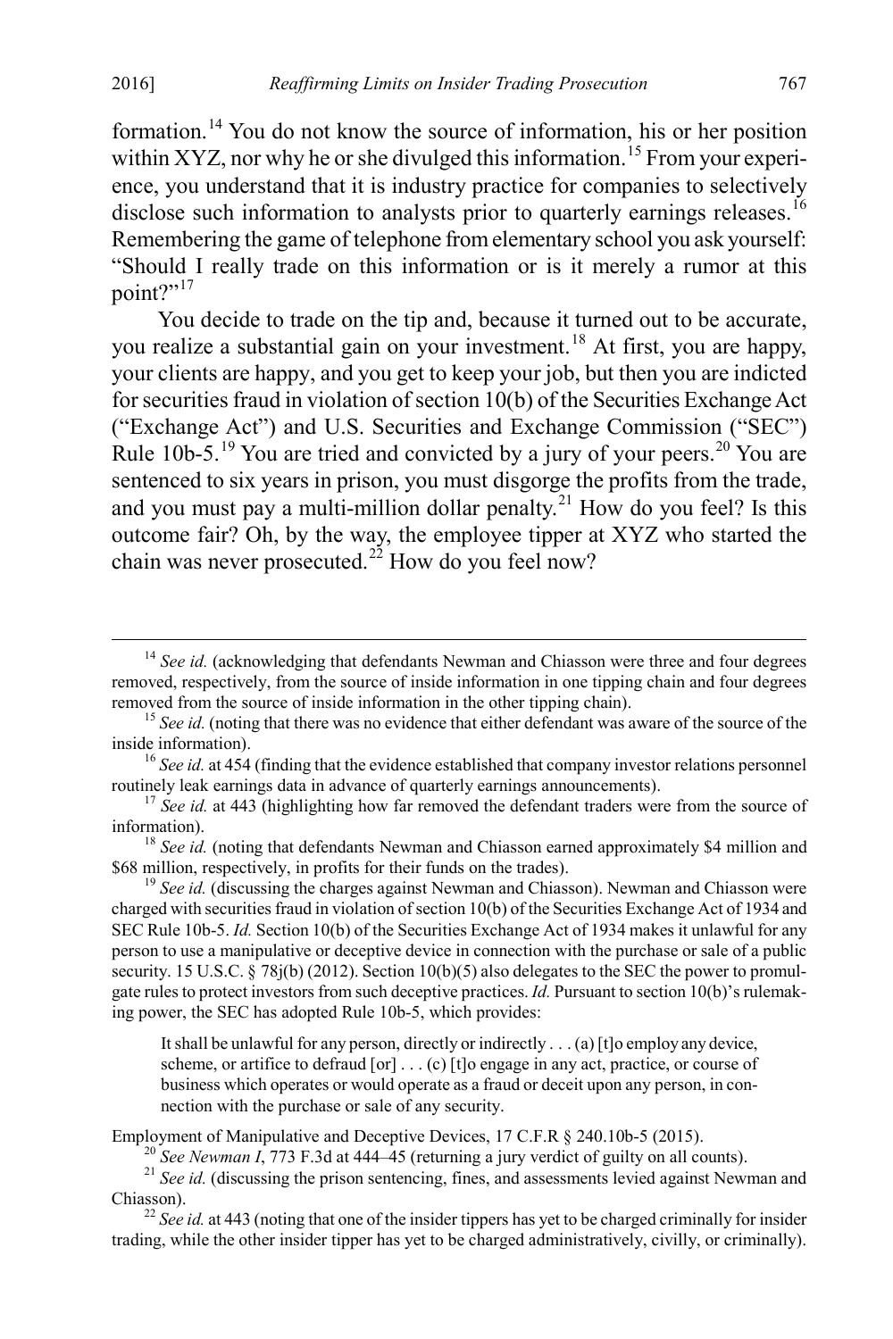formation.[14] You do not know the source of information, his or her position within XYZ, nor why he or she divulged this information.[15] From your experience, you understand that it is industry practice for companies to selectively disclose such information to analysts prior to quarterly earnings releases.[16] Remembering the game of telephone from elementary school you ask yourself: "Should I really trade on this information or is it merely a rumor at this point?"[17]

You decide to trade on the tip and, because it turned out to be accurate, you realize a substantial gain on your investment.[18] At first, you are happy, your clients are happy, and you get to keep your job, but then you are indicted for securities fraud in violation of section 10(b) of the Securities Exchange Act ("Exchange Act") and U.S. Securities and Exchange Commission ("SEC") Rule 10b-5.[19] You are tried and convicted by a jury of your peers.[20] You are sentenced to six years in prison, you must disgorge the profits from the trade, and you must pay a multi-million dollar penalty.[21] How do you feel? Is this outcome fair? Oh, by the way, the employee tipper at XYZ who started the chain was never prosecuted.[22] How do you feel now?

---

[14] *See id.* (acknowledging that defendants Newman and Chiasson were three and four degrees removed, respectively, from the source of inside information in one tipping chain and four degrees removed from the source of inside information in the other tipping chain).

[15] *See id.* (noting that there was no evidence that either defendant was aware of the source of the inside information).

[16] *See id.* at 454 (finding that the evidence established that company investor relations personnel routinely leak earnings data in advance of quarterly earnings announcements).

[17] *See id.* at 443 (highlighting how far removed the defendant traders were from the source of information).

[18] *See id.* (noting that defendants Newman and Chiasson earned approximately $4 million and $68 million, respectively, in profits for their funds on the trades).

[19] *See id.* (discussing the charges against Newman and Chiasson). Newman and Chiasson were charged with securities fraud in violation of section 10(b) of the Securities Exchange Act of 1934 and SEC Rule 10b-5. *Id.* Section 10(b) of the Securities Exchange Act of 1934 makes it unlawful for any person to use a manipulative or deceptive device in connection with the purchase or sale of a public security. 15 U.S.C. § 78j(b) (2012). Section 10(b)(5) also delegates to the SEC the power to promulgate rules to protect investors from such deceptive practices. *Id.* Pursuant to section 10(b)'s rulemaking power, the SEC has adopted Rule 10b-5, which provides:

> It shall be unlawful for any person, directly or indirectly . . . (a) [t]o employ any device, scheme, or artifice to defraud [or] . . . (c) [t]o engage in any act, practice, or course of business which operates or would operate as a fraud or deceit upon any person, in connection with the purchase or sale of any security.

Employment of Manipulative and Deceptive Devices, 17 C.F.R § 240.10b-5 (2015).

[20] *See Newman I*, 773 F.3d at 444–45 (returning a jury verdict of guilty on all counts).

[21] *See id.* (discussing the prison sentencing, fines, and assessments levied against Newman and Chiasson).

[22] *See id.* at 443 (noting that one of the insider tippers has yet to be charged criminally for insider trading, while the other insider tipper has yet to be charged administratively, civilly, or criminally).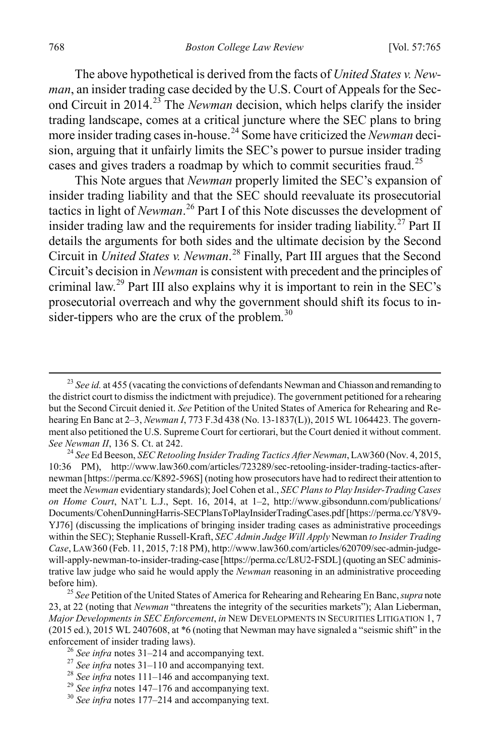The above hypothetical is derived from the facts of *United States v. Newman*, an insider trading case decided by the U.S. Court of Appeals for the Second Circuit in 2014.[23] The *Newman* decision, which helps clarify the insider trading landscape, comes at a critical juncture where the SEC plans to bring more insider trading cases in-house.[24] Some have criticized the *Newman* decision, arguing that it unfairly limits the SEC's power to pursue insider trading cases and gives traders a roadmap by which to commit securities fraud.[25]

This Note argues that *Newman* properly limited the SEC's expansion of insider trading liability and that the SEC should reevaluate its prosecutorial tactics in light of *Newman*.[26] Part I of this Note discusses the development of insider trading law and the requirements for insider trading liability.[27] Part II details the arguments for both sides and the ultimate decision by the Second Circuit in *United States v. Newman*.[28] Finally, Part III argues that the Second Circuit's decision in *Newman* is consistent with precedent and the principles of criminal law.[29] Part III also explains why it is important to rein in the SEC's prosecutorial overreach and why the government should shift its focus to insider-tippers who are the crux of the problem.[30]

---

[23] *See id.* at 455 (vacating the convictions of defendants Newman and Chiasson and remanding to the district court to dismiss the indictment with prejudice). The government petitioned for a rehearing but the Second Circuit denied it. *See* Petition of the United States of America for Rehearing and Rehearing En Banc at 2–3, *Newman I*, 773 F.3d 438 (No. 13-1837(L)), 2015 WL 1064423. The government also petitioned the U.S. Supreme Court for certiorari, but the Court denied it without comment. *See Newman II*, 136 S. Ct. at 242.

[24] *See* Ed Beeson, *SEC Retooling Insider Trading Tactics After Newman*, LAW360 (Nov. 4, 2015, 10:36 PM), http://www.law360.com/articles/723289/sec-retooling-insider-trading-tactics-after-newman [https://perma.cc/K892-596S] (noting how prosecutors have had to redirect their attention to meet the *Newman* evidentiary standards); Joel Cohen et al., *SEC Plans to Play Insider-Trading Cases on Home Court*, NAT'L L.J., Sept. 16, 2014, at 1–2, http://www.gibsondunn.com/publications/Documents/CohenDunningHarris-SECPlansToPlayInsiderTradingCases.pdf [https://perma.cc/Y8V9-YJ76] (discussing the implications of bringing insider trading cases as administrative proceedings within the SEC); Stephanie Russell-Kraft, *SEC Admin Judge Will Apply* Newman *to Insider Trading Case*, LAW360 (Feb. 11, 2015, 7:18 PM), http://www.law360.com/articles/620709/sec-admin-judge-will-apply-newman-to-insider-trading-case [https://perma.cc/L8U2-FSDL] (quoting an SEC administrative law judge who said he would apply the *Newman* reasoning in an administrative proceeding before him).

[25] *See* Petition of the United States of America for Rehearing and Rehearing En Banc, *supra* note 23, at 22 (noting that *Newman* "threatens the integrity of the securities markets"); Alan Lieberman, *Major Developments in SEC Enforcement*, *in* NEW DEVELOPMENTS IN SECURITIES LITIGATION 1, 7 (2015 ed.), 2015 WL 2407608, at *6 (noting that Newman may have signaled a "seismic shift" in the enforcement of insider trading laws).

[26] *See infra* notes 31–214 and accompanying text.

[27] *See infra* notes 31–110 and accompanying text.

[28] *See infra* notes 111–146 and accompanying text.

[29] *See infra* notes 147–176 and accompanying text.

[30] *See infra* notes 177–214 and accompanying text.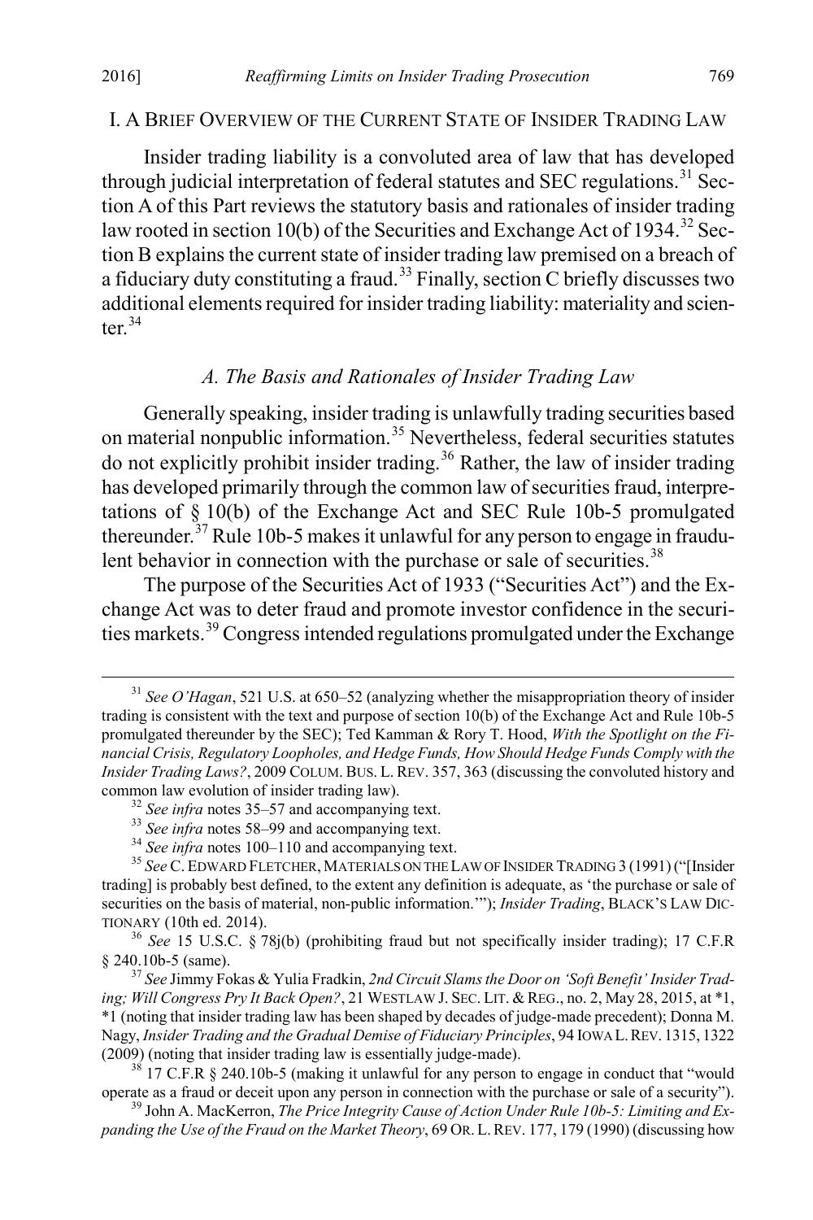## I. A Brief Overview of the Current State of Insider Trading Law

Insider trading liability is a convoluted area of law that has developed through judicial interpretation of federal statutes and SEC regulations.[31] Section A of this Part reviews the statutory basis and rationales of insider trading law rooted in section 10(b) of the Securities and Exchange Act of 1934.[32] Section B explains the current state of insider trading law premised on a breach of a fiduciary duty constituting a fraud.[33] Finally, section C briefly discusses two additional elements required for insider trading liability: materiality and scienter.[34]

### *A. The Basis and Rationales of Insider Trading Law*

Generally speaking, insider trading is unlawfully trading securities based on material nonpublic information.[35] Nevertheless, federal securities statutes do not explicitly prohibit insider trading.[36] Rather, the law of insider trading has developed primarily through the common law of securities fraud, interpretations of § 10(b) of the Exchange Act and SEC Rule 10b-5 promulgated thereunder.[37] Rule 10b-5 makes it unlawful for any person to engage in fraudulent behavior in connection with the purchase or sale of securities.[38]

The purpose of the Securities Act of 1933 ("Securities Act") and the Exchange Act was to deter fraud and promote investor confidence in the securities markets.[39] Congress intended regulations promulgated under the Exchange

---

[31] *See O'Hagan*, 521 U.S. at 650–52 (analyzing whether the misappropriation theory of insider trading is consistent with the text and purpose of section 10(b) of the Exchange Act and Rule 10b-5 promulgated thereunder by the SEC); Ted Kamman & Rory T. Hood, *With the Spotlight on the Financial Crisis, Regulatory Loopholes, and Hedge Funds, How Should Hedge Funds Comply with the Insider Trading Laws?*, 2009 COLUM. BUS. L. REV. 357, 363 (discussing the convoluted history and common law evolution of insider trading law).

[32] *See infra* notes 35–57 and accompanying text.

[33] *See infra* notes 58–99 and accompanying text.

[34] *See infra* notes 100–110 and accompanying text.

[35] *See* C. EDWARD FLETCHER, MATERIALS ON THE LAW OF INSIDER TRADING 3 (1991) ("[Insider trading] is probably best defined, to the extent any definition is adequate, as 'the purchase or sale of securities on the basis of material, non-public information.'"); *Insider Trading*, BLACK'S LAW DICTIONARY (10th ed. 2014).

[36] *See* 15 U.S.C. § 78j(b) (prohibiting fraud but not specifically insider trading); 17 C.F.R § 240.10b-5 (same).

[37] *See* Jimmy Fokas & Yulia Fradkin, *2nd Circuit Slams the Door on 'Soft Benefit' Insider Trading; Will Congress Pry It Back Open?*, 21 WESTLAW J. SEC. LIT. & REG., no. 2, May 28, 2015, at *1, *1 (noting that insider trading law has been shaped by decades of judge-made precedent); Donna M. Nagy, *Insider Trading and the Gradual Demise of Fiduciary Principles*, 94 IOWA L. REV. 1315, 1322 (2009) (noting that insider trading law is essentially judge-made).

[38] 17 C.F.R § 240.10b-5 (making it unlawful for any person to engage in conduct that "would operate as a fraud or deceit upon any person in connection with the purchase or sale of a security").

[39] John A. MacKerron, *The Price Integrity Cause of Action Under Rule 10b-5: Limiting and Expanding the Use of the Fraud on the Market Theory*, 69 OR. L. REV. 177, 179 (1990) (discussing how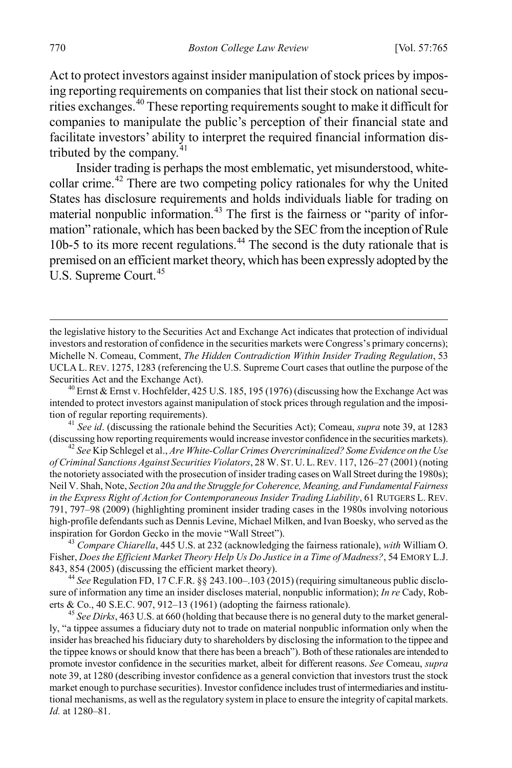Act to protect investors against insider manipulation of stock prices by imposing reporting requirements on companies that list their stock on national securities exchanges.[40] These reporting requirements sought to make it difficult for companies to manipulate the public's perception of their financial state and facilitate investors' ability to interpret the required financial information distributed by the company.[41]

Insider trading is perhaps the most emblematic, yet misunderstood, white-collar crime.[42] There are two competing policy rationales for why the United States has disclosure requirements and holds individuals liable for trading on material nonpublic information.[43] The first is the fairness or "parity of information" rationale, which has been backed by the SEC from the inception of Rule 10b-5 to its more recent regulations.[44] The second is the duty rationale that is premised on an efficient market theory, which has been expressly adopted by the U.S. Supreme Court.[45]

---

the legislative history to the Securities Act and Exchange Act indicates that protection of individual investors and restoration of confidence in the securities markets were Congress's primary concerns); Michelle N. Comeau, Comment, *The Hidden Contradiction Within Insider Trading Regulation*, 53 UCLA L. REV. 1275, 1283 (referencing the U.S. Supreme Court cases that outline the purpose of the Securities Act and the Exchange Act).

[40] Ernst & Ernst v. Hochfelder, 425 U.S. 185, 195 (1976) (discussing how the Exchange Act was intended to protect investors against manipulation of stock prices through regulation and the imposition of regular reporting requirements).

[41] *See id*. (discussing the rationale behind the Securities Act); Comeau, *supra* note 39, at 1283 (discussing how reporting requirements would increase investor confidence in the securities markets).

[42] *See* Kip Schlegel et al., *Are White-Collar Crimes Overcriminalized? Some Evidence on the Use of Criminal Sanctions Against Securities Violators*, 28 W. ST. U. L. REV. 117, 126–27 (2001) (noting the notoriety associated with the prosecution of insider trading cases on Wall Street during the 1980s); Neil V. Shah, Note, *Section 20a and the Struggle for Coherence, Meaning, and Fundamental Fairness in the Express Right of Action for Contemporaneous Insider Trading Liability*, 61 RUTGERS L. REV. 791, 797–98 (2009) (highlighting prominent insider trading cases in the 1980s involving notorious high-profile defendants such as Dennis Levine, Michael Milken, and Ivan Boesky, who served as the inspiration for Gordon Gecko in the movie "Wall Street").

[43] *Compare Chiarella*, 445 U.S. at 232 (acknowledging the fairness rationale), *with* William O. Fisher, *Does the Efficient Market Theory Help Us Do Justice in a Time of Madness?*, 54 EMORY L.J. 843, 854 (2005) (discussing the efficient market theory).

[44] *See* Regulation FD, 17 C.F.R. §§ 243.100–.103 (2015) (requiring simultaneous public disclosure of information any time an insider discloses material, nonpublic information); *In re* Cady, Roberts & Co., 40 S.E.C. 907, 912–13 (1961) (adopting the fairness rationale).

[45] *See Dirks*, 463 U.S. at 660 (holding that because there is no general duty to the market generally, "a tippee assumes a fiduciary duty not to trade on material nonpublic information only when the insider has breached his fiduciary duty to shareholders by disclosing the information to the tippee and the tippee knows or should know that there has been a breach"). Both of these rationales are intended to promote investor confidence in the securities market, albeit for different reasons. *See* Comeau, *supra* note 39, at 1280 (describing investor confidence as a general conviction that investors trust the stock market enough to purchase securities). Investor confidence includes trust of intermediaries and institutional mechanisms, as well as the regulatory system in place to ensure the integrity of capital markets. *Id.* at 1280–81.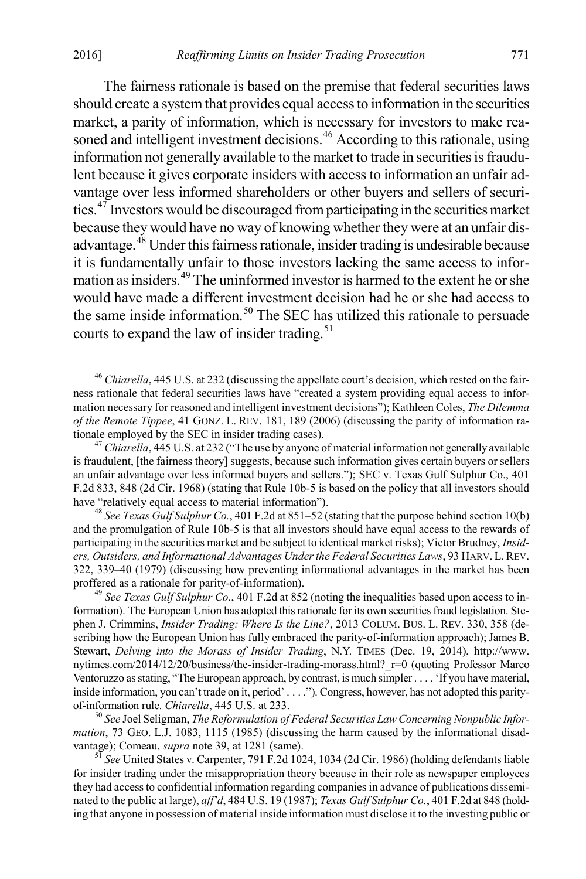The fairness rationale is based on the premise that federal securities laws should create a system that provides equal access to information in the securities market, a parity of information, which is necessary for investors to make reasoned and intelligent investment decisions.[46] According to this rationale, using information not generally available to the market to trade in securities is fraudulent because it gives corporate insiders with access to information an unfair advantage over less informed shareholders or other buyers and sellers of securities.[47] Investors would be discouraged from participating in the securities market because they would have no way of knowing whether they were at an unfair disadvantage.[48] Under this fairness rationale, insider trading is undesirable because it is fundamentally unfair to those investors lacking the same access to information as insiders.[49] The uninformed investor is harmed to the extent he or she would have made a different investment decision had he or she had access to the same inside information.[50] The SEC has utilized this rationale to persuade courts to expand the law of insider trading.[51]

---

[46] *Chiarella*, 445 U.S. at 232 (discussing the appellate court's decision, which rested on the fairness rationale that federal securities laws have "created a system providing equal access to information necessary for reasoned and intelligent investment decisions"); Kathleen Coles, *The Dilemma of the Remote Tippee*, 41 GONZ. L. REV. 181, 189 (2006) (discussing the parity of information rationale employed by the SEC in insider trading cases).

[47] *Chiarella*, 445 U.S. at 232 ("The use by anyone of material information not generally available is fraudulent, [the fairness theory] suggests, because such information gives certain buyers or sellers an unfair advantage over less informed buyers and sellers."); SEC v. Texas Gulf Sulphur Co., 401 F.2d 833, 848 (2d Cir. 1968) (stating that Rule 10b-5 is based on the policy that all investors should have "relatively equal access to material information").

[48] *See Texas Gulf Sulphur Co.*, 401 F.2d at 851–52 (stating that the purpose behind section 10(b) and the promulgation of Rule 10b-5 is that all investors should have equal access to the rewards of participating in the securities market and be subject to identical market risks); Victor Brudney, *Insiders, Outsiders, and Informational Advantages Under the Federal Securities Laws*, 93 HARV. L. REV. 322, 339–40 (1979) (discussing how preventing informational advantages in the market has been proffered as a rationale for parity-of-information).

[49] *See Texas Gulf Sulphur Co.*, 401 F.2d at 852 (noting the inequalities based upon access to information). The European Union has adopted this rationale for its own securities fraud legislation. Stephen J. Crimmins, *Insider Trading: Where Is the Line?*, 2013 COLUM. BUS. L. REV. 330, 358 (describing how the European Union has fully embraced the parity-of-information approach); James B. Stewart, *Delving into the Morass of Insider Trading*, N.Y. TIMES (Dec. 19, 2014), http://www.nytimes.com/2014/12/20/business/the-insider-trading-morass.html?_r=0 (quoting Professor Marco Ventoruzzo as stating, "The European approach, by contrast, is much simpler . . . . 'If you have material, inside information, you can't trade on it, period' . . . ."). Congress, however, has not adopted this parity-of-information rule. *Chiarella*, 445 U.S. at 233.

[50] *See* Joel Seligman, *The Reformulation of Federal Securities Law Concerning Nonpublic Information*, 73 GEO. L.J. 1083, 1115 (1985) (discussing the harm caused by the informational disadvantage); Comeau, *supra* note 39, at 1281 (same).

[51] *See* United States v. Carpenter, 791 F.2d 1024, 1034 (2d Cir. 1986) (holding defendants liable for insider trading under the misappropriation theory because in their role as newspaper employees they had access to confidential information regarding companies in advance of publications disseminated to the public at large), *aff'd*, 484 U.S. 19 (1987); *Texas Gulf Sulphur Co.*, 401 F.2d at 848 (holding that anyone in possession of material inside information must disclose it to the investing public or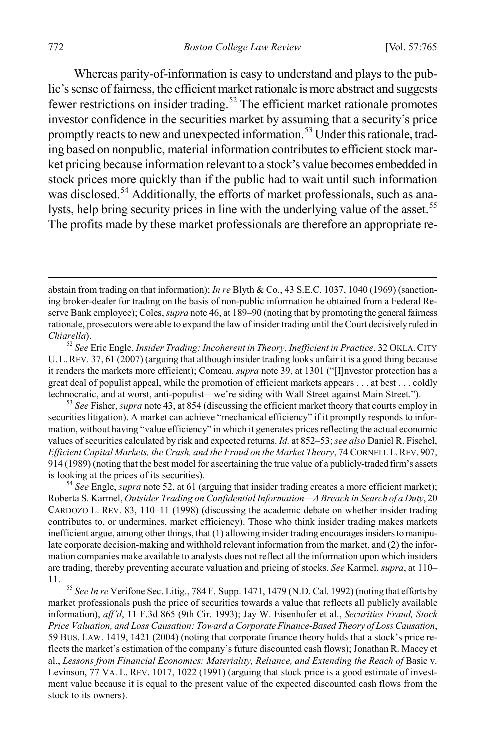Whereas parity-of-information is easy to understand and plays to the public's sense of fairness, the efficient market rationale is more abstract and suggests fewer restrictions on insider trading.[52] The efficient market rationale promotes investor confidence in the securities market by assuming that a security's price promptly reacts to new and unexpected information.[53] Under this rationale, trading based on nonpublic, material information contributes to efficient stock market pricing because information relevant to a stock's value becomes embedded in stock prices more quickly than if the public had to wait until such information was disclosed.[54] Additionally, the efforts of market professionals, such as analysts, help bring security prices in line with the underlying value of the asset.[55] The profits made by these market professionals are therefore an appropriate re-

---

abstain from trading on that information); *In re* Blyth & Co., 43 S.E.C. 1037, 1040 (1969) (sanctioning broker-dealer for trading on the basis of non-public information he obtained from a Federal Reserve Bank employee); Coles, *supra* note 46, at 189–90 (noting that by promoting the general fairness rationale, prosecutors were able to expand the law of insider trading until the Court decisively ruled in *Chiarella*).

[52] *See* Eric Engle, *Insider Trading: Incoherent in Theory, Inefficient in Practice*, 32 OKLA. CITY U. L. REV. 37, 61 (2007) (arguing that although insider trading looks unfair it is a good thing because it renders the markets more efficient); Comeau, *supra* note 39, at 1301 ("[I]nvestor protection has a great deal of populist appeal, while the promotion of efficient markets appears . . . at best . . . coldly technocratic, and at worst, anti-populist—we're siding with Wall Street against Main Street.").

[53] *See* Fisher, *supra* note 43, at 854 (discussing the efficient market theory that courts employ in securities litigation). A market can achieve "mechanical efficiency" if it promptly responds to information, without having "value efficiency" in which it generates prices reflecting the actual economic values of securities calculated by risk and expected returns. *Id.* at 852–53; *see also* Daniel R. Fischel, *Efficient Capital Markets, the Crash, and the Fraud on the Market Theory*, 74 CORNELL L. REV. 907, 914 (1989) (noting that the best model for ascertaining the true value of a publicly-traded firm's assets is looking at the prices of its securities).

[54] *See* Engle, *supra* note 52, at 61 (arguing that insider trading creates a more efficient market); Roberta S. Karmel, *Outsider Trading on Confidential Information—A Breach in Search of a Duty*, 20 CARDOZO L. REV. 83, 110–11 (1998) (discussing the academic debate on whether insider trading contributes to, or undermines, market efficiency). Those who think insider trading makes markets inefficient argue, among other things, that (1) allowing insider trading encourages insiders to manipulate corporate decision-making and withhold relevant information from the market, and (2) the information companies make available to analysts does not reflect all the information upon which insiders are trading, thereby preventing accurate valuation and pricing of stocks. *See* Karmel, *supra*, at 110–11.

[55] *See In re* Verifone Sec. Litig., 784 F. Supp. 1471, 1479 (N.D. Cal. 1992) (noting that efforts by market professionals push the price of securities towards a value that reflects all publicly available information), *aff'd*, 11 F.3d 865 (9th Cir. 1993); Jay W. Eisenhofer et al., *Securities Fraud, Stock Price Valuation, and Loss Causation: Toward a Corporate Finance-Based Theory of Loss Causation*, 59 BUS. LAW. 1419, 1421 (2004) (noting that corporate finance theory holds that a stock's price reflects the market's estimation of the company's future discounted cash flows); Jonathan R. Macey et al., *Lessons from Financial Economics: Materiality, Reliance, and Extending the Reach of* Basic v. Levinson, 77 VA. L. REV. 1017, 1022 (1991) (arguing that stock price is a good estimate of investment value because it is equal to the present value of the expected discounted cash flows from the stock to its owners).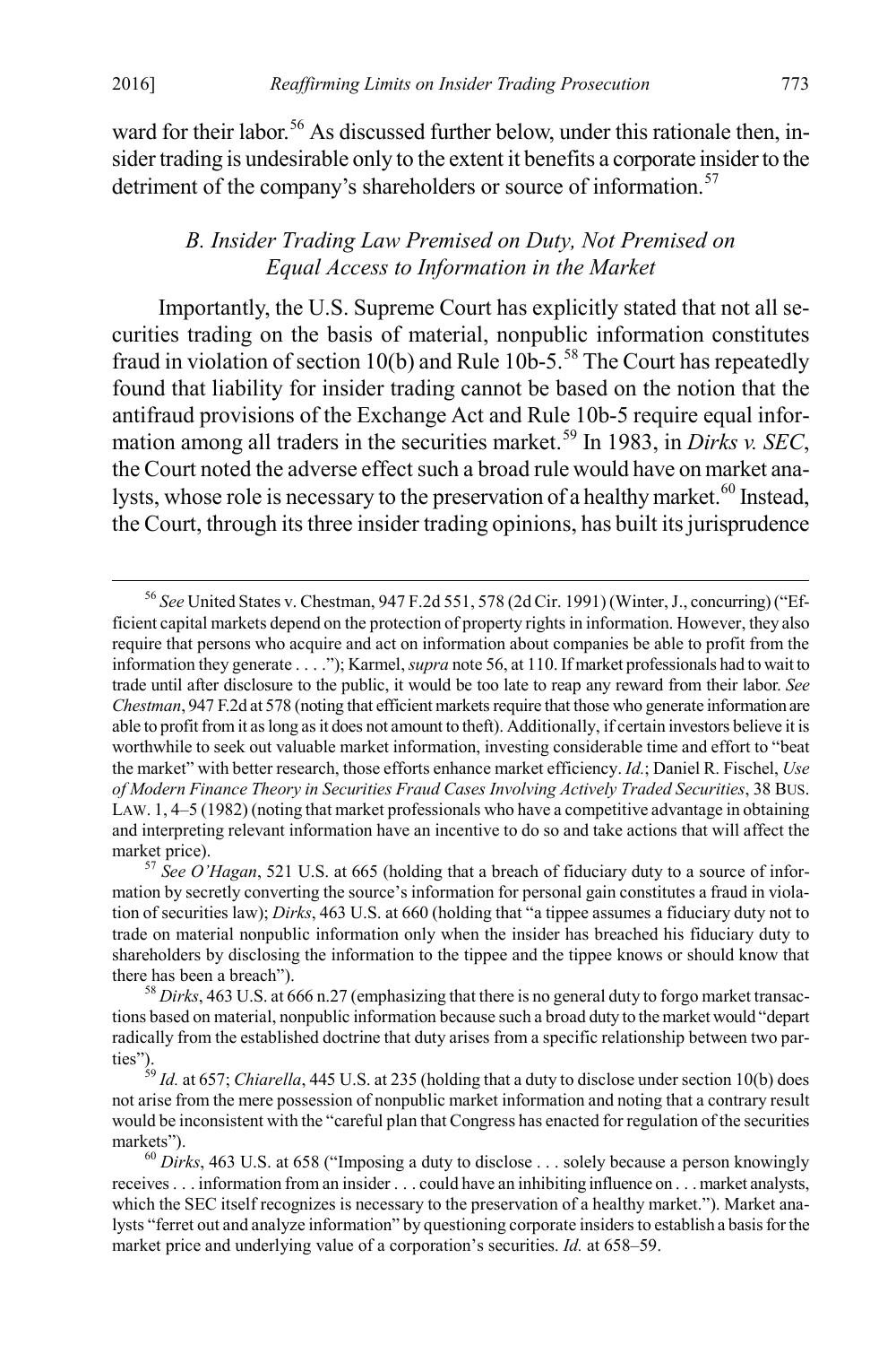ward for their labor.[56] As discussed further below, under this rationale then, insider trading is undesirable only to the extent it benefits a corporate insider to the detriment of the company's shareholders or source of information.[57]

### *B. Insider Trading Law Premised on Duty, Not Premised on Equal Access to Information in the Market*

Importantly, the U.S. Supreme Court has explicitly stated that not all securities trading on the basis of material, nonpublic information constitutes fraud in violation of section 10(b) and Rule 10b-5.[58] The Court has repeatedly found that liability for insider trading cannot be based on the notion that the antifraud provisions of the Exchange Act and Rule 10b-5 require equal information among all traders in the securities market.[59] In 1983, in *Dirks v. SEC*, the Court noted the adverse effect such a broad rule would have on market analysts, whose role is necessary to the preservation of a healthy market.[60] Instead, the Court, through its three insider trading opinions, has built its jurisprudence

---

[56] *See* United States v. Chestman, 947 F.2d 551, 578 (2d Cir. 1991) (Winter, J., concurring) ("Efficient capital markets depend on the protection of property rights in information. However, they also require that persons who acquire and act on information about companies be able to profit from the information they generate . . . ."); Karmel, *supra* note 56, at 110. If market professionals had to wait to trade until after disclosure to the public, it would be too late to reap any reward from their labor. *See Chestman*, 947 F.2d at 578 (noting that efficient markets require that those who generate information are able to profit from it as long as it does not amount to theft). Additionally, if certain investors believe it is worthwhile to seek out valuable market information, investing considerable time and effort to "beat the market" with better research, those efforts enhance market efficiency. *Id.*; Daniel R. Fischel, *Use of Modern Finance Theory in Securities Fraud Cases Involving Actively Traded Securities*, 38 BUS. LAW. 1, 4–5 (1982) (noting that market professionals who have a competitive advantage in obtaining and interpreting relevant information have an incentive to do so and take actions that will affect the market price).

[57] *See O'Hagan*, 521 U.S. at 665 (holding that a breach of fiduciary duty to a source of information by secretly converting the source's information for personal gain constitutes a fraud in violation of securities law); *Dirks*, 463 U.S. at 660 (holding that "a tippee assumes a fiduciary duty not to trade on material nonpublic information only when the insider has breached his fiduciary duty to shareholders by disclosing the information to the tippee and the tippee knows or should know that there has been a breach").

[58] *Dirks*, 463 U.S. at 666 n.27 (emphasizing that there is no general duty to forgo market transactions based on material, nonpublic information because such a broad duty to the market would "depart radically from the established doctrine that duty arises from a specific relationship between two parties").

[59] *Id.* at 657; *Chiarella*, 445 U.S. at 235 (holding that a duty to disclose under section 10(b) does not arise from the mere possession of nonpublic market information and noting that a contrary result would be inconsistent with the "careful plan that Congress has enacted for regulation of the securities markets").

[60] *Dirks*, 463 U.S. at 658 ("Imposing a duty to disclose . . . solely because a person knowingly receives . . . information from an insider . . . could have an inhibiting influence on . . . market analysts, which the SEC itself recognizes is necessary to the preservation of a healthy market."). Market analysts "ferret out and analyze information" by questioning corporate insiders to establish a basis for the market price and underlying value of a corporation's securities. *Id.* at 658–59.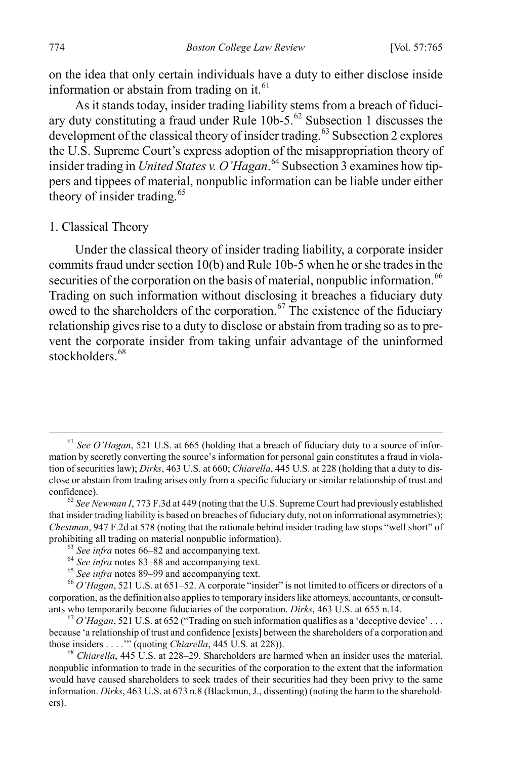on the idea that only certain individuals have a duty to either disclose inside information or abstain from trading on it.[61]

As it stands today, insider trading liability stems from a breach of fiduciary duty constituting a fraud under Rule 10b-5.[62] Subsection 1 discusses the development of the classical theory of insider trading.[63] Subsection 2 explores the U.S. Supreme Court's express adoption of the misappropriation theory of insider trading in *United States v. O'Hagan*.[64] Subsection 3 examines how tippers and tippees of material, nonpublic information can be liable under either theory of insider trading.[65]

### 1. Classical Theory

Under the classical theory of insider trading liability, a corporate insider commits fraud under section 10(b) and Rule 10b-5 when he or she trades in the securities of the corporation on the basis of material, nonpublic information.[66] Trading on such information without disclosing it breaches a fiduciary duty owed to the shareholders of the corporation.[67] The existence of the fiduciary relationship gives rise to a duty to disclose or abstain from trading so as to prevent the corporate insider from taking unfair advantage of the uninformed stockholders.[68]

---

[61] *See O'Hagan*, 521 U.S. at 665 (holding that a breach of fiduciary duty to a source of information by secretly converting the source's information for personal gain constitutes a fraud in violation of securities law); *Dirks*, 463 U.S. at 660; *Chiarella*, 445 U.S. at 228 (holding that a duty to disclose or abstain from trading arises only from a specific fiduciary or similar relationship of trust and confidence).

[62] *See Newman I*, 773 F.3d at 449 (noting that the U.S. Supreme Court had previously established that insider trading liability is based on breaches of fiduciary duty, not on informational asymmetries); *Chestman*, 947 F.2d at 578 (noting that the rationale behind insider trading law stops "well short" of prohibiting all trading on material nonpublic information).

[63] *See infra* notes 66–82 and accompanying text.

[64] *See infra* notes 83–88 and accompanying text.

[65] *See infra* notes 89–99 and accompanying text.

[66] *O'Hagan*, 521 U.S. at 651–52. A corporate "insider" is not limited to officers or directors of a corporation, as the definition also applies to temporary insiders like attorneys, accountants, or consultants who temporarily become fiduciaries of the corporation. *Dirks*, 463 U.S. at 655 n.14.

[67] *O'Hagan*, 521 U.S. at 652 ("Trading on such information qualifies as a 'deceptive device' . . . because 'a relationship of trust and confidence [exists] between the shareholders of a corporation and those insiders . . . .'" (quoting *Chiarella*, 445 U.S. at 228)).

[68] *Chiarella*, 445 U.S. at 228–29. Shareholders are harmed when an insider uses the material, nonpublic information to trade in the securities of the corporation to the extent that the information would have caused shareholders to seek trades of their securities had they been privy to the same information. *Dirks*, 463 U.S. at 673 n.8 (Blackmun, J., dissenting) (noting the harm to the shareholders).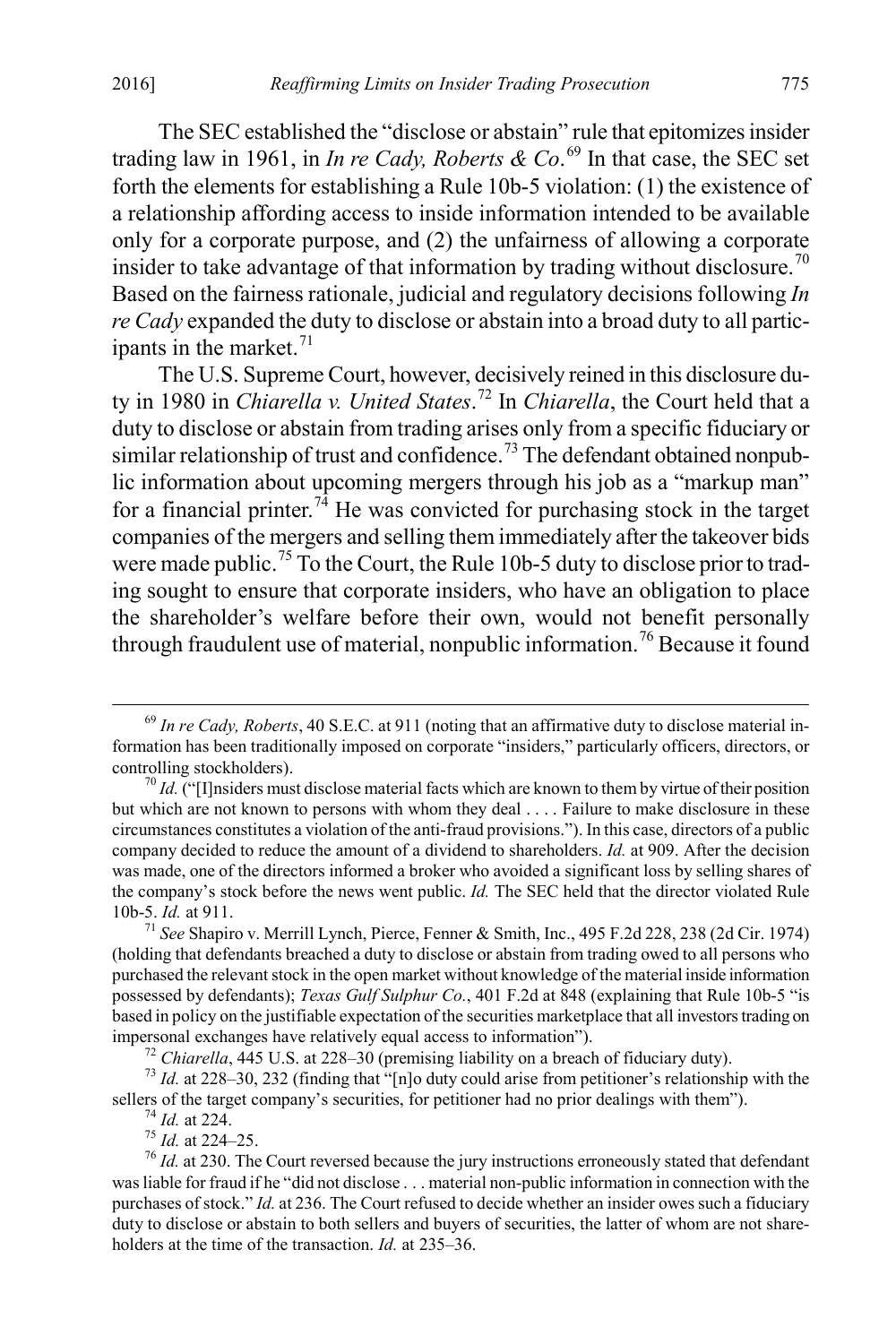The SEC established the "disclose or abstain" rule that epitomizes insider trading law in 1961, in *In re Cady, Roberts & Co*.[69] In that case, the SEC set forth the elements for establishing a Rule 10b-5 violation: (1) the existence of a relationship affording access to inside information intended to be available only for a corporate purpose, and (2) the unfairness of allowing a corporate insider to take advantage of that information by trading without disclosure.[70] Based on the fairness rationale, judicial and regulatory decisions following *In re Cady* expanded the duty to disclose or abstain into a broad duty to all participants in the market.[71]

The U.S. Supreme Court, however, decisively reined in this disclosure duty in 1980 in *Chiarella v. United States*.[72] In *Chiarella*, the Court held that a duty to disclose or abstain from trading arises only from a specific fiduciary or similar relationship of trust and confidence.[73] The defendant obtained nonpublic information about upcoming mergers through his job as a "markup man" for a financial printer.[74] He was convicted for purchasing stock in the target companies of the mergers and selling them immediately after the takeover bids were made public.[75] To the Court, the Rule 10b-5 duty to disclose prior to trading sought to ensure that corporate insiders, who have an obligation to place the shareholder's welfare before their own, would not benefit personally through fraudulent use of material, nonpublic information.[76] Because it found

---

[69] *In re Cady, Roberts*, 40 S.E.C. at 911 (noting that an affirmative duty to disclose material information has been traditionally imposed on corporate "insiders," particularly officers, directors, or controlling stockholders).

[70] *Id.* ("[I]nsiders must disclose material facts which are known to them by virtue of their position but which are not known to persons with whom they deal . . . . Failure to make disclosure in these circumstances constitutes a violation of the anti-fraud provisions."). In this case, directors of a public company decided to reduce the amount of a dividend to shareholders. *Id.* at 909. After the decision was made, one of the directors informed a broker who avoided a significant loss by selling shares of the company's stock before the news went public. *Id.* The SEC held that the director violated Rule 10b-5. *Id.* at 911.

[71] *See* Shapiro v. Merrill Lynch, Pierce, Fenner & Smith, Inc., 495 F.2d 228, 238 (2d Cir. 1974) (holding that defendants breached a duty to disclose or abstain from trading owed to all persons who purchased the relevant stock in the open market without knowledge of the material inside information possessed by defendants); *Texas Gulf Sulphur Co.*, 401 F.2d at 848 (explaining that Rule 10b-5 "is based in policy on the justifiable expectation of the securities marketplace that all investors trading on impersonal exchanges have relatively equal access to information").

[72] *Chiarella*, 445 U.S. at 228–30 (premising liability on a breach of fiduciary duty).

[73] *Id.* at 228–30, 232 (finding that "[n]o duty could arise from petitioner's relationship with the sellers of the target company's securities, for petitioner had no prior dealings with them").

[74] *Id.* at 224.

[75] *Id.* at 224–25.

[76] *Id.* at 230. The Court reversed because the jury instructions erroneously stated that defendant was liable for fraud if he "did not disclose . . . material non-public information in connection with the purchases of stock." *Id.* at 236. The Court refused to decide whether an insider owes such a fiduciary duty to disclose or abstain to both sellers and buyers of securities, the latter of whom are not shareholders at the time of the transaction. *Id.* at 235–36.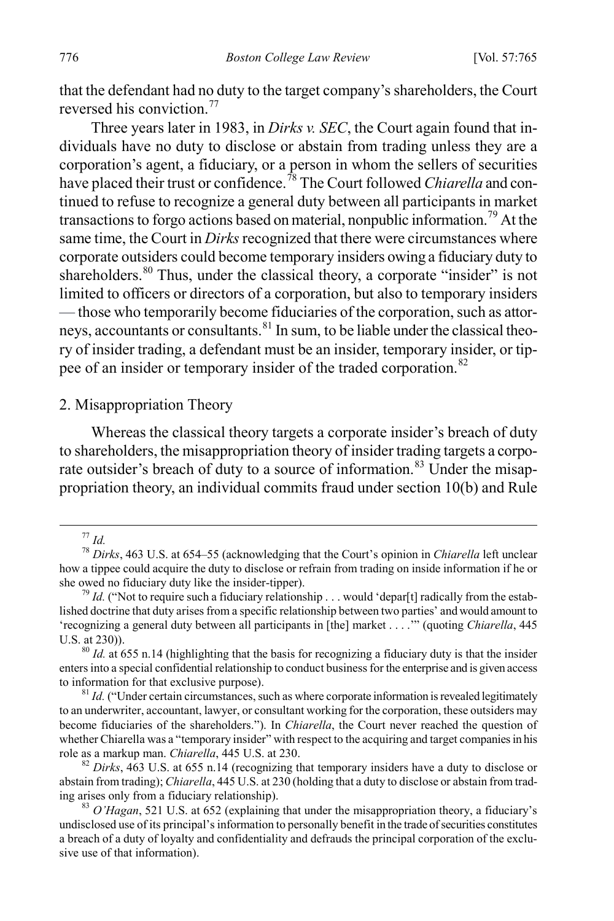that the defendant had no duty to the target company's shareholders, the Court reversed his conviction.[77]

Three years later in 1983, in *Dirks v. SEC*, the Court again found that individuals have no duty to disclose or abstain from trading unless they are a corporation's agent, a fiduciary, or a person in whom the sellers of securities have placed their trust or confidence.[78] The Court followed *Chiarella* and continued to refuse to recognize a general duty between all participants in market transactions to forgo actions based on material, nonpublic information.[79] At the same time, the Court in *Dirks* recognized that there were circumstances where corporate outsiders could become temporary insiders owing a fiduciary duty to shareholders.[80] Thus, under the classical theory, a corporate "insider" is not limited to officers or directors of a corporation, but also to temporary insiders — those who temporarily become fiduciaries of the corporation, such as attorneys, accountants or consultants.[81] In sum, to be liable under the classical theory of insider trading, a defendant must be an insider, temporary insider, or tippee of an insider or temporary insider of the traded corporation.[82]

## 2. Misappropriation Theory

Whereas the classical theory targets a corporate insider's breach of duty to shareholders, the misappropriation theory of insider trading targets a corporate outsider's breach of duty to a source of information.[83] Under the misappropriation theory, an individual commits fraud under section 10(b) and Rule

---

[77] *Id.*

[78] *Dirks*, 463 U.S. at 654–55 (acknowledging that the Court's opinion in *Chiarella* left unclear how a tippee could acquire the duty to disclose or refrain from trading on inside information if he or she owed no fiduciary duty like the insider-tipper).

[79] *Id.* ("Not to require such a fiduciary relationship . . . would 'depar[t] radically from the established doctrine that duty arises from a specific relationship between two parties' and would amount to 'recognizing a general duty between all participants in [the] market . . . .'" (quoting *Chiarella*, 445 U.S. at 230)).

[80] *Id.* at 655 n.14 (highlighting that the basis for recognizing a fiduciary duty is that the insider enters into a special confidential relationship to conduct business for the enterprise and is given access to information for that exclusive purpose).

[81] *Id.* ("Under certain circumstances, such as where corporate information is revealed legitimately to an underwriter, accountant, lawyer, or consultant working for the corporation, these outsiders may become fiduciaries of the shareholders."). In *Chiarella*, the Court never reached the question of whether Chiarella was a "temporary insider" with respect to the acquiring and target companies in his role as a markup man. *Chiarella*, 445 U.S. at 230.

[82] *Dirks*, 463 U.S. at 655 n.14 (recognizing that temporary insiders have a duty to disclose or abstain from trading); *Chiarella*, 445 U.S. at 230 (holding that a duty to disclose or abstain from trading arises only from a fiduciary relationship).

[83] *O'Hagan*, 521 U.S. at 652 (explaining that under the misappropriation theory, a fiduciary's undisclosed use of its principal's information to personally benefit in the trade of securities constitutes a breach of a duty of loyalty and confidentiality and defrauds the principal corporation of the exclusive use of that information).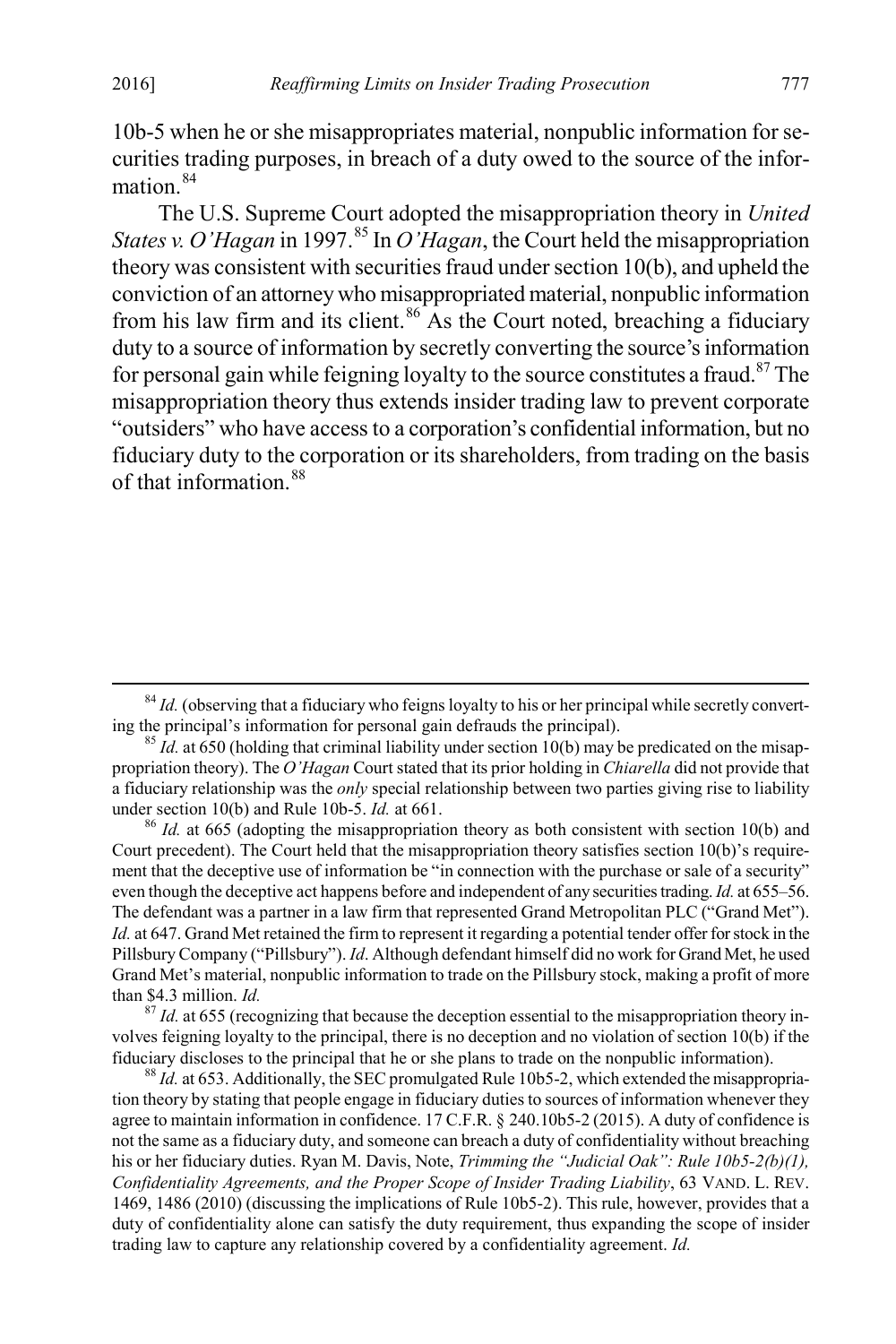10b-5 when he or she misappropriates material, nonpublic information for securities trading purposes, in breach of a duty owed to the source of the information.[84]

The U.S. Supreme Court adopted the misappropriation theory in *United States v. O'Hagan* in 1997.[85] In *O'Hagan*, the Court held the misappropriation theory was consistent with securities fraud under section 10(b), and upheld the conviction of an attorney who misappropriated material, nonpublic information from his law firm and its client.[86] As the Court noted, breaching a fiduciary duty to a source of information by secretly converting the source's information for personal gain while feigning loyalty to the source constitutes a fraud.[87] The misappropriation theory thus extends insider trading law to prevent corporate "outsiders" who have access to a corporation's confidential information, but no fiduciary duty to the corporation or its shareholders, from trading on the basis of that information.[88]

---

[84] *Id.* (observing that a fiduciary who feigns loyalty to his or her principal while secretly converting the principal's information for personal gain defrauds the principal).

[85] *Id.* at 650 (holding that criminal liability under section 10(b) may be predicated on the misappropriation theory). The *O'Hagan* Court stated that its prior holding in *Chiarella* did not provide that a fiduciary relationship was the *only* special relationship between two parties giving rise to liability under section 10(b) and Rule 10b-5. *Id.* at 661.

[86] *Id.* at 665 (adopting the misappropriation theory as both consistent with section 10(b) and Court precedent). The Court held that the misappropriation theory satisfies section 10(b)'s requirement that the deceptive use of information be "in connection with the purchase or sale of a security" even though the deceptive act happens before and independent of any securities trading. *Id.* at 655–56. The defendant was a partner in a law firm that represented Grand Metropolitan PLC ("Grand Met"). *Id.* at 647. Grand Met retained the firm to represent it regarding a potential tender offer for stock in the Pillsbury Company ("Pillsbury"). *Id*. Although defendant himself did no work for Grand Met, he used Grand Met's material, nonpublic information to trade on the Pillsbury stock, making a profit of more than $4.3 million. *Id.*

[87] *Id.* at 655 (recognizing that because the deception essential to the misappropriation theory involves feigning loyalty to the principal, there is no deception and no violation of section 10(b) if the fiduciary discloses to the principal that he or she plans to trade on the nonpublic information).

[88] *Id.* at 653. Additionally, the SEC promulgated Rule 10b5-2, which extended the misappropriation theory by stating that people engage in fiduciary duties to sources of information whenever they agree to maintain information in confidence. 17 C.F.R. § 240.10b5-2 (2015). A duty of confidence is not the same as a fiduciary duty, and someone can breach a duty of confidentiality without breaching his or her fiduciary duties. Ryan M. Davis, Note, *Trimming the "Judicial Oak": Rule 10b5-2(b)(1), Confidentiality Agreements, and the Proper Scope of Insider Trading Liability*, 63 VAND. L. REV. 1469, 1486 (2010) (discussing the implications of Rule 10b5-2). This rule, however, provides that a duty of confidentiality alone can satisfy the duty requirement, thus expanding the scope of insider trading law to capture any relationship covered by a confidentiality agreement. *Id.*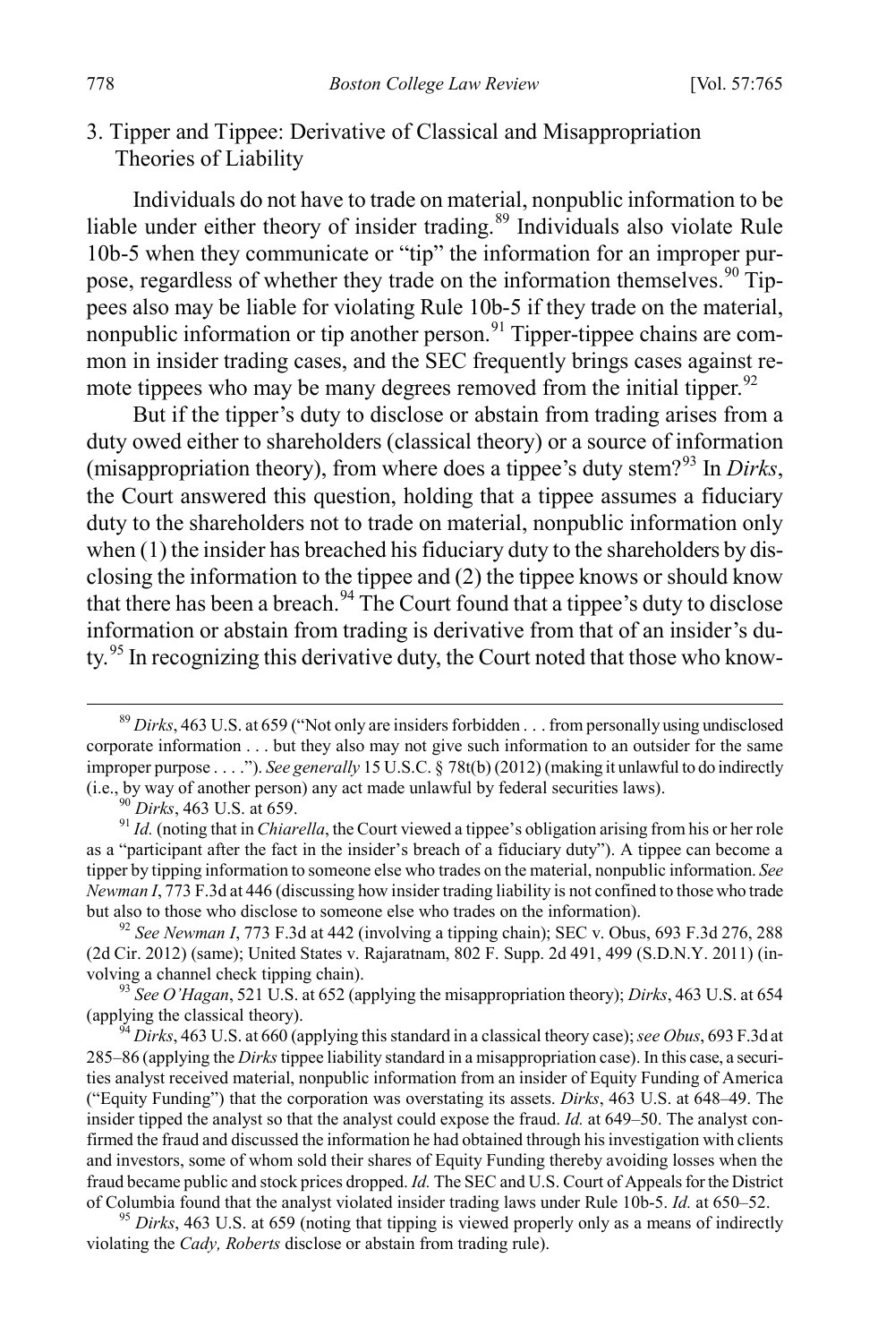### 3. Tipper and Tippee: Derivative of Classical and Misappropriation Theories of Liability

Individuals do not have to trade on material, nonpublic information to be liable under either theory of insider trading.[89] Individuals also violate Rule 10b-5 when they communicate or "tip" the information for an improper purpose, regardless of whether they trade on the information themselves.[90] Tippees also may be liable for violating Rule 10b-5 if they trade on the material, nonpublic information or tip another person.[91] Tipper-tippee chains are common in insider trading cases, and the SEC frequently brings cases against remote tippees who may be many degrees removed from the initial tipper.[92]

But if the tipper's duty to disclose or abstain from trading arises from a duty owed either to shareholders (classical theory) or a source of information (misappropriation theory), from where does a tippee's duty stem?[93] In *Dirks*, the Court answered this question, holding that a tippee assumes a fiduciary duty to the shareholders not to trade on material, nonpublic information only when (1) the insider has breached his fiduciary duty to the shareholders by disclosing the information to the tippee and (2) the tippee knows or should know that there has been a breach.[94] The Court found that a tippee's duty to disclose information or abstain from trading is derivative from that of an insider's duty.[95] In recognizing this derivative duty, the Court noted that those who know-

---

[89] *Dirks*, 463 U.S. at 659 ("Not only are insiders forbidden . . . from personally using undisclosed corporate information . . . but they also may not give such information to an outsider for the same improper purpose . . . ."). *See generally* 15 U.S.C. § 78t(b) (2012) (making it unlawful to do indirectly (i.e., by way of another person) any act made unlawful by federal securities laws).

[90] *Dirks*, 463 U.S. at 659.

[91] *Id.* (noting that in *Chiarella*, the Court viewed a tippee's obligation arising from his or her role as a "participant after the fact in the insider's breach of a fiduciary duty"). A tippee can become a tipper by tipping information to someone else who trades on the material, nonpublic information. *See Newman I*, 773 F.3d at 446 (discussing how insider trading liability is not confined to those who trade but also to those who disclose to someone else who trades on the information).

[92] *See Newman I*, 773 F.3d at 442 (involving a tipping chain); SEC v. Obus, 693 F.3d 276, 288 (2d Cir. 2012) (same); United States v. Rajaratnam, 802 F. Supp. 2d 491, 499 (S.D.N.Y. 2011) (involving a channel check tipping chain).

[93] *See O'Hagan*, 521 U.S. at 652 (applying the misappropriation theory); *Dirks*, 463 U.S. at 654 (applying the classical theory).

[94] *Dirks*, 463 U.S. at 660 (applying this standard in a classical theory case); *see Obus*, 693 F.3d at 285–86 (applying the *Dirks* tippee liability standard in a misappropriation case). In this case, a securities analyst received material, nonpublic information from an insider of Equity Funding of America ("Equity Funding") that the corporation was overstating its assets. *Dirks*, 463 U.S. at 648–49. The insider tipped the analyst so that the analyst could expose the fraud. *Id.* at 649–50. The analyst confirmed the fraud and discussed the information he had obtained through his investigation with clients and investors, some of whom sold their shares of Equity Funding thereby avoiding losses when the fraud became public and stock prices dropped. *Id.* The SEC and U.S. Court of Appeals for the District of Columbia found that the analyst violated insider trading laws under Rule 10b-5. *Id.* at 650–52.

[95] *Dirks*, 463 U.S. at 659 (noting that tipping is viewed properly only as a means of indirectly violating the *Cady, Roberts* disclose or abstain from trading rule).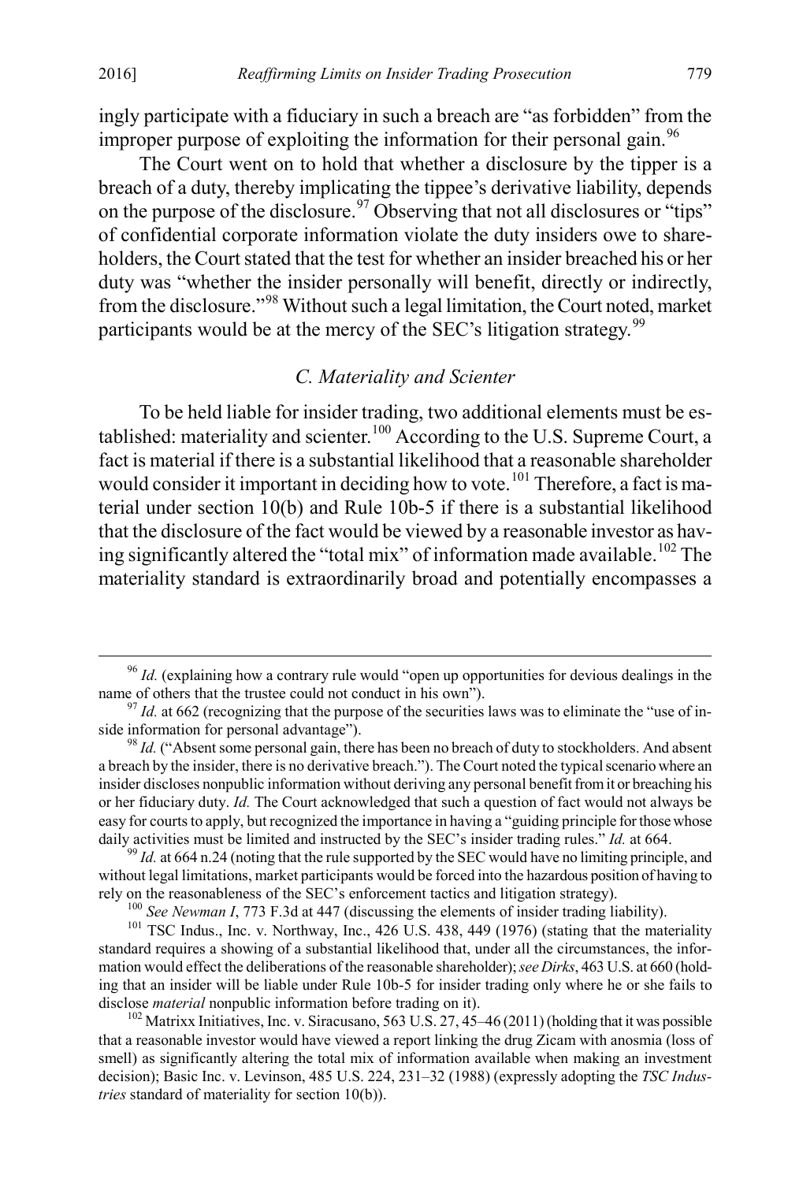ingly participate with a fiduciary in such a breach are "as forbidden" from the improper purpose of exploiting the information for their personal gain.[96]

The Court went on to hold that whether a disclosure by the tipper is a breach of a duty, thereby implicating the tippee's derivative liability, depends on the purpose of the disclosure.[97] Observing that not all disclosures or "tips" of confidential corporate information violate the duty insiders owe to shareholders, the Court stated that the test for whether an insider breached his or her duty was "whether the insider personally will benefit, directly or indirectly, from the disclosure."[98] Without such a legal limitation, the Court noted, market participants would be at the mercy of the SEC's litigation strategy.[99]

### *C. Materiality and Scienter*

To be held liable for insider trading, two additional elements must be established: materiality and scienter.[100] According to the U.S. Supreme Court, a fact is material if there is a substantial likelihood that a reasonable shareholder would consider it important in deciding how to vote.[101] Therefore, a fact is material under section 10(b) and Rule 10b-5 if there is a substantial likelihood that the disclosure of the fact would be viewed by a reasonable investor as having significantly altered the "total mix" of information made available.[102] The materiality standard is extraordinarily broad and potentially encompasses a

---

[96] *Id.* (explaining how a contrary rule would "open up opportunities for devious dealings in the name of others that the trustee could not conduct in his own").

[97] *Id.* at 662 (recognizing that the purpose of the securities laws was to eliminate the "use of inside information for personal advantage").

[98] *Id.* ("Absent some personal gain, there has been no breach of duty to stockholders. And absent a breach by the insider, there is no derivative breach."). The Court noted the typical scenario where an insider discloses nonpublic information without deriving any personal benefit from it or breaching his or her fiduciary duty. *Id.* The Court acknowledged that such a question of fact would not always be easy for courts to apply, but recognized the importance in having a "guiding principle for those whose daily activities must be limited and instructed by the SEC's insider trading rules." *Id.* at 664.

[99] *Id.* at 664 n.24 (noting that the rule supported by the SEC would have no limiting principle, and without legal limitations, market participants would be forced into the hazardous position of having to rely on the reasonableness of the SEC's enforcement tactics and litigation strategy).

[100] *See Newman I*, 773 F.3d at 447 (discussing the elements of insider trading liability).

[101] TSC Indus., Inc. v. Northway, Inc., 426 U.S. 438, 449 (1976) (stating that the materiality standard requires a showing of a substantial likelihood that, under all the circumstances, the information would effect the deliberations of the reasonable shareholder); *see Dirks*, 463 U.S. at 660 (holding that an insider will be liable under Rule 10b-5 for insider trading only where he or she fails to disclose *material* nonpublic information before trading on it).

[102] Matrixx Initiatives, Inc. v. Siracusano, 563 U.S. 27, 45–46 (2011) (holding that it was possible that a reasonable investor would have viewed a report linking the drug Zicam with anosmia (loss of smell) as significantly altering the total mix of information available when making an investment decision); Basic Inc. v. Levinson, 485 U.S. 224, 231–32 (1988) (expressly adopting the *TSC Industries* standard of materiality for section 10(b)).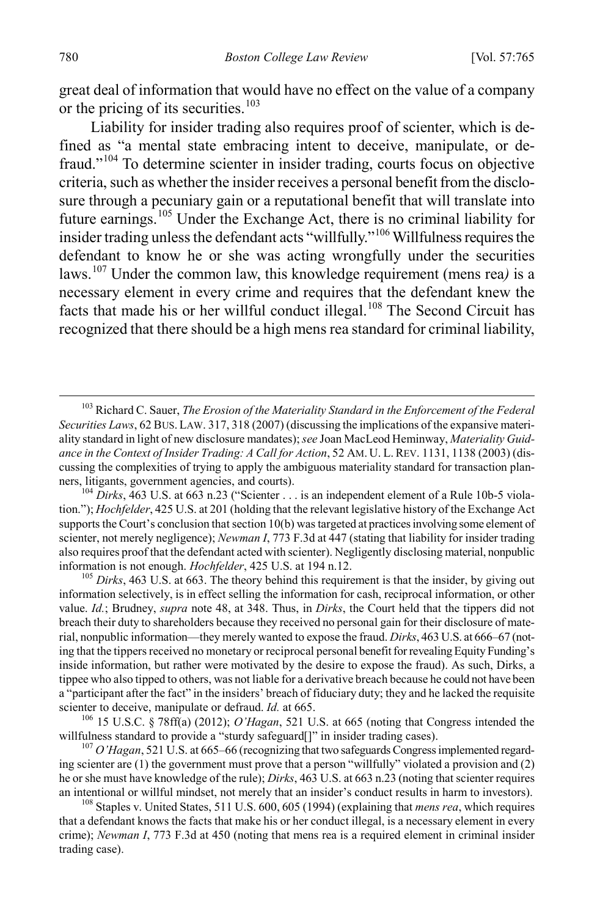great deal of information that would have no effect on the value of a company or the pricing of its securities.[103]

Liability for insider trading also requires proof of scienter, which is defined as "a mental state embracing intent to deceive, manipulate, or defraud."[104] To determine scienter in insider trading, courts focus on objective criteria, such as whether the insider receives a personal benefit from the disclosure through a pecuniary gain or a reputational benefit that will translate into future earnings.[105] Under the Exchange Act, there is no criminal liability for insider trading unless the defendant acts "willfully."[106] Willfulness requires the defendant to know he or she was acting wrongfully under the securities laws.[107] Under the common law, this knowledge requirement (mens rea*)* is a necessary element in every crime and requires that the defendant knew the facts that made his or her willful conduct illegal.[108] The Second Circuit has recognized that there should be a high mens rea standard for criminal liability,

---

[103] Richard C. Sauer, *The Erosion of the Materiality Standard in the Enforcement of the Federal Securities Laws*, 62 BUS. LAW. 317, 318 (2007) (discussing the implications of the expansive materiality standard in light of new disclosure mandates); *see* Joan MacLeod Heminway, *Materiality Guidance in the Context of Insider Trading: A Call for Action*, 52 AM. U. L. REV. 1131, 1138 (2003) (discussing the complexities of trying to apply the ambiguous materiality standard for transaction planners, litigants, government agencies, and courts).

[104] *Dirks*, 463 U.S. at 663 n.23 ("Scienter . . . is an independent element of a Rule 10b-5 violation."); *Hochfelder*, 425 U.S. at 201 (holding that the relevant legislative history of the Exchange Act supports the Court's conclusion that section 10(b) was targeted at practices involving some element of scienter, not merely negligence); *Newman I*, 773 F.3d at 447 (stating that liability for insider trading also requires proof that the defendant acted with scienter). Negligently disclosing material, nonpublic information is not enough. *Hochfelder*, 425 U.S. at 194 n.12.

[105] *Dirks*, 463 U.S. at 663. The theory behind this requirement is that the insider, by giving out information selectively, is in effect selling the information for cash, reciprocal information, or other value. *Id.*; Brudney, *supra* note 48, at 348. Thus, in *Dirks*, the Court held that the tippers did not breach their duty to shareholders because they received no personal gain for their disclosure of material, nonpublic information—they merely wanted to expose the fraud. *Dirks*, 463 U.S. at 666–67 (noting that the tippers received no monetary or reciprocal personal benefit for revealing Equity Funding's inside information, but rather were motivated by the desire to expose the fraud). As such, Dirks, a tippee who also tipped to others, was not liable for a derivative breach because he could not have been a "participant after the fact" in the insiders' breach of fiduciary duty; they and he lacked the requisite scienter to deceive, manipulate or defraud. *Id.* at 665.

[106] 15 U.S.C. § 78ff(a) (2012); *O'Hagan*, 521 U.S. at 665 (noting that Congress intended the willfulness standard to provide a "sturdy safeguard[]" in insider trading cases).

[107] *O'Hagan*, 521 U.S. at 665–66 (recognizing that two safeguards Congress implemented regarding scienter are (1) the government must prove that a person "willfully" violated a provision and (2) he or she must have knowledge of the rule); *Dirks*, 463 U.S. at 663 n.23 (noting that scienter requires an intentional or willful mindset, not merely that an insider's conduct results in harm to investors).

[108] Staples v. United States, 511 U.S. 600, 605 (1994) (explaining that *mens rea*, which requires that a defendant knows the facts that make his or her conduct illegal, is a necessary element in every crime); *Newman I*, 773 F.3d at 450 (noting that mens rea is a required element in criminal insider trading case).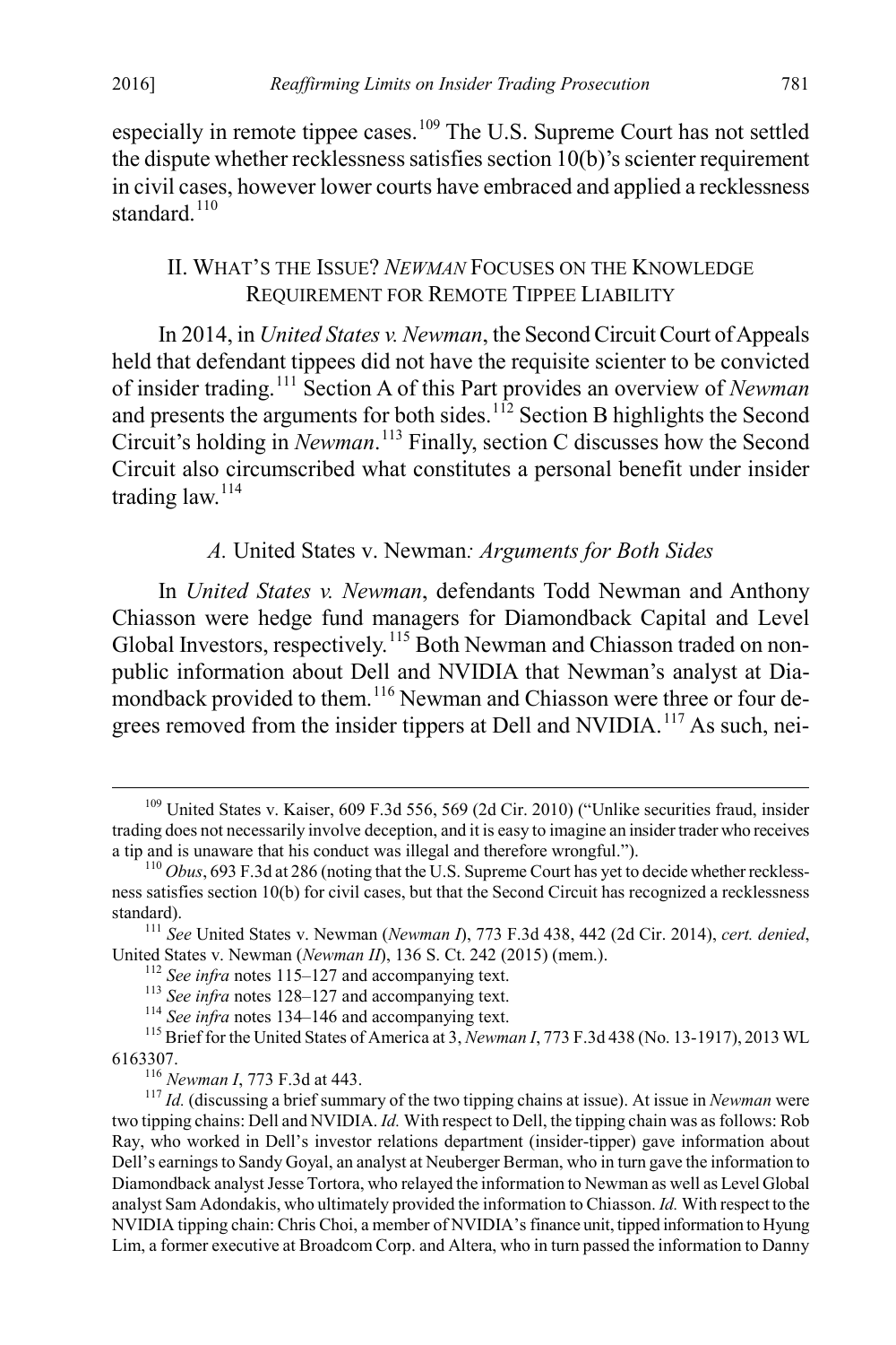especially in remote tippee cases.[109] The U.S. Supreme Court has not settled the dispute whether recklessness satisfies section 10(b)'s scienter requirement in civil cases, however lower courts have embraced and applied a recklessness standard.[110]

## II. WHAT'S THE ISSUE? *NEWMAN* FOCUSES ON THE KNOWLEDGE REQUIREMENT FOR REMOTE TIPPEE LIABILITY

In 2014, in *United States v. Newman*, the Second Circuit Court of Appeals held that defendant tippees did not have the requisite scienter to be convicted of insider trading.[111] Section A of this Part provides an overview of *Newman* and presents the arguments for both sides.[112] Section B highlights the Second Circuit's holding in *Newman*.[113] Finally, section C discusses how the Second Circuit also circumscribed what constitutes a personal benefit under insider trading law.[114]

### *A.* United States v. Newman*: Arguments for Both Sides*

In *United States v. Newman*, defendants Todd Newman and Anthony Chiasson were hedge fund managers for Diamondback Capital and Level Global Investors, respectively.[115] Both Newman and Chiasson traded on non-public information about Dell and NVIDIA that Newman's analyst at Diamondback provided to them.[116] Newman and Chiasson were three or four degrees removed from the insider tippers at Dell and NVIDIA.[117] As such, nei-

---

[109] United States v. Kaiser, 609 F.3d 556, 569 (2d Cir. 2010) ("Unlike securities fraud, insider trading does not necessarily involve deception, and it is easy to imagine an insider trader who receives a tip and is unaware that his conduct was illegal and therefore wrongful.").

[110] *Obus*, 693 F.3d at 286 (noting that the U.S. Supreme Court has yet to decide whether recklessness satisfies section 10(b) for civil cases, but that the Second Circuit has recognized a recklessness standard).

[111] *See* United States v. Newman (*Newman I*), 773 F.3d 438, 442 (2d Cir. 2014), *cert. denied*, United States v. Newman (*Newman II*), 136 S. Ct. 242 (2015) (mem.).

[112] *See infra* notes 115–127 and accompanying text.

[113] *See infra* notes 128–127 and accompanying text.

[114] *See infra* notes 134–146 and accompanying text.

[115] Brief for the United States of America at 3, *Newman I*, 773 F.3d 438 (No. 13-1917), 2013 WL 6163307.

[116] *Newman I*, 773 F.3d at 443.

[117] *Id.* (discussing a brief summary of the two tipping chains at issue). At issue in *Newman* were two tipping chains: Dell and NVIDIA. *Id.* With respect to Dell, the tipping chain was as follows: Rob Ray, who worked in Dell's investor relations department (insider-tipper) gave information about Dell's earnings to Sandy Goyal, an analyst at Neuberger Berman, who in turn gave the information to Diamondback analyst Jesse Tortora, who relayed the information to Newman as well as Level Global analyst Sam Adondakis, who ultimately provided the information to Chiasson. *Id.* With respect to the NVIDIA tipping chain: Chris Choi, a member of NVIDIA's finance unit, tipped information to Hyung Lim, a former executive at Broadcom Corp. and Altera, who in turn passed the information to Danny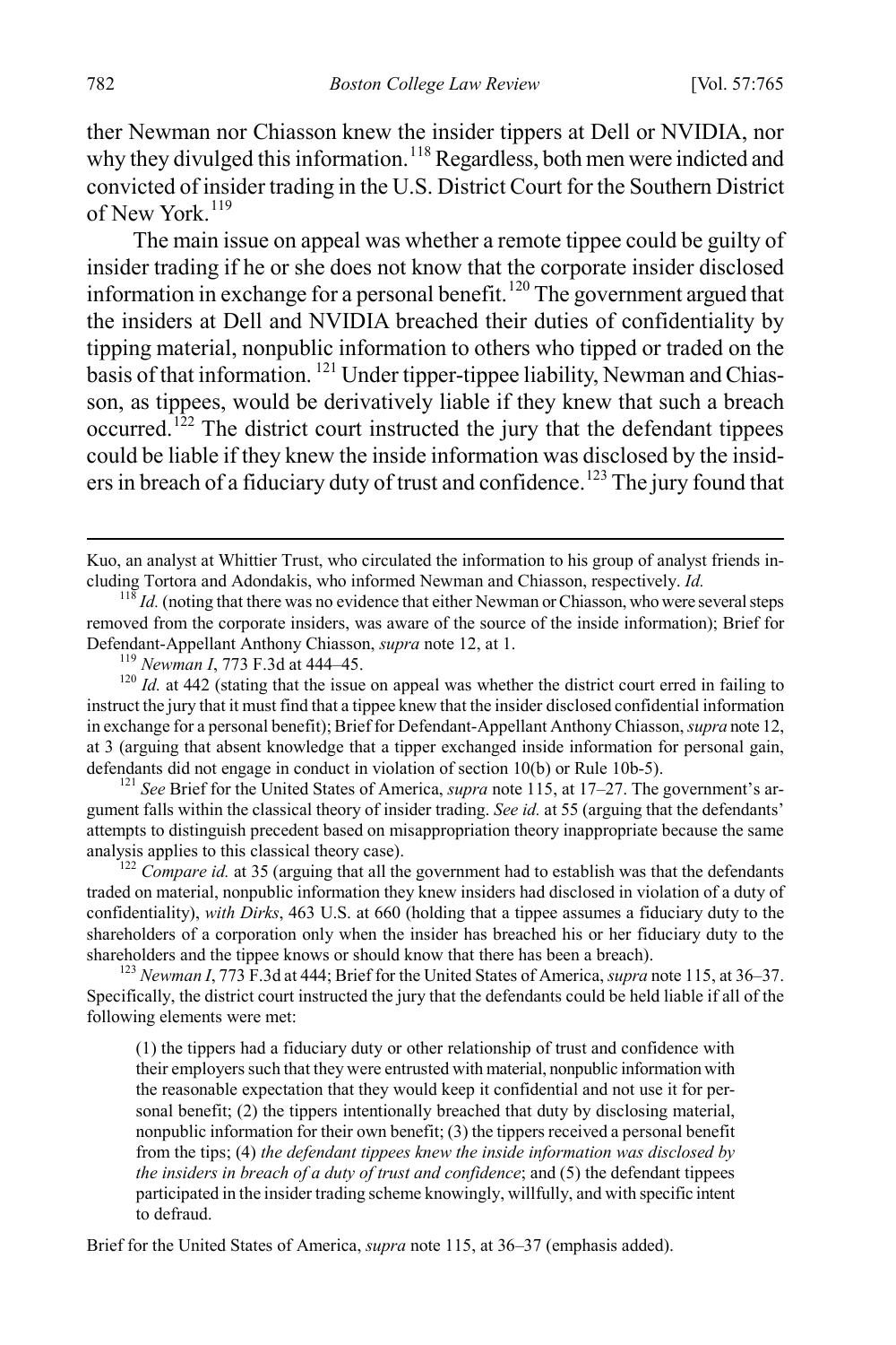ther Newman nor Chiasson knew the insider tippers at Dell or NVIDIA, nor why they divulged this information.[118] Regardless, both men were indicted and convicted of insider trading in the U.S. District Court for the Southern District of New York.[119]

The main issue on appeal was whether a remote tippee could be guilty of insider trading if he or she does not know that the corporate insider disclosed information in exchange for a personal benefit.[120] The government argued that the insiders at Dell and NVIDIA breached their duties of confidentiality by tipping material, nonpublic information to others who tipped or traded on the basis of that information.[121] Under tipper-tippee liability, Newman and Chiasson, as tippees, would be derivatively liable if they knew that such a breach occurred.[122] The district court instructed the jury that the defendant tippees could be liable if they knew the inside information was disclosed by the insiders in breach of a fiduciary duty of trust and confidence.[123] The jury found that

---

Kuo, an analyst at Whittier Trust, who circulated the information to his group of analyst friends including Tortora and Adondakis, who informed Newman and Chiasson, respectively. *Id.*

[118] *Id.* (noting that there was no evidence that either Newman or Chiasson, who were several steps removed from the corporate insiders, was aware of the source of the inside information); Brief for Defendant-Appellant Anthony Chiasson, *supra* note 12, at 1.

[119] *Newman I*, 773 F.3d at 444–45.

[120] *Id.* at 442 (stating that the issue on appeal was whether the district court erred in failing to instruct the jury that it must find that a tippee knew that the insider disclosed confidential information in exchange for a personal benefit); Brief for Defendant-Appellant Anthony Chiasson, *supra* note 12, at 3 (arguing that absent knowledge that a tipper exchanged inside information for personal gain, defendants did not engage in conduct in violation of section 10(b) or Rule 10b-5).

[121] *See* Brief for the United States of America, *supra* note 115, at 17–27. The government's argument falls within the classical theory of insider trading. *See id.* at 55 (arguing that the defendants' attempts to distinguish precedent based on misappropriation theory inappropriate because the same analysis applies to this classical theory case).

[122] *Compare id.* at 35 (arguing that all the government had to establish was that the defendants traded on material, nonpublic information they knew insiders had disclosed in violation of a duty of confidentiality), *with Dirks*, 463 U.S. at 660 (holding that a tippee assumes a fiduciary duty to the shareholders of a corporation only when the insider has breached his or her fiduciary duty to the shareholders and the tippee knows or should know that there has been a breach).

[123] *Newman I*, 773 F.3d at 444; Brief for the United States of America, *supra* note 115, at 36–37. Specifically, the district court instructed the jury that the defendants could be held liable if all of the following elements were met:

> (1) the tippers had a fiduciary duty or other relationship of trust and confidence with their employers such that they were entrusted with material, nonpublic information with the reasonable expectation that they would keep it confidential and not use it for personal benefit; (2) the tippers intentionally breached that duty by disclosing material, nonpublic information for their own benefit; (3) the tippers received a personal benefit from the tips; (4) *the defendant tippees knew the inside information was disclosed by the insiders in breach of a duty of trust and confidence*; and (5) the defendant tippees participated in the insider trading scheme knowingly, willfully, and with specific intent to defraud.

Brief for the United States of America, *supra* note 115, at 36–37 (emphasis added).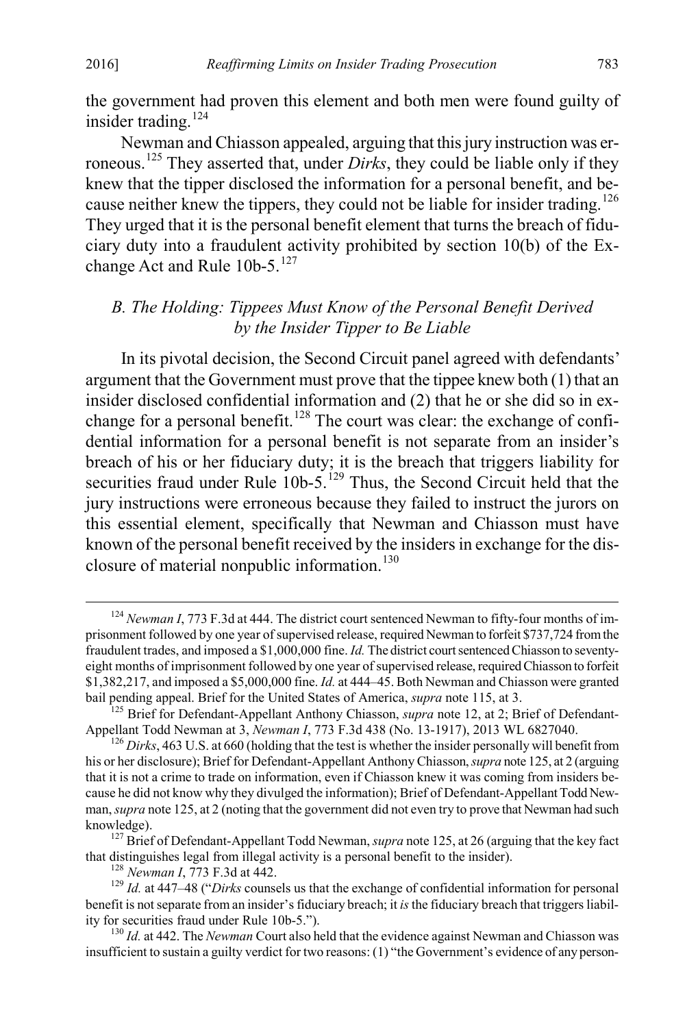the government had proven this element and both men were found guilty of insider trading.[124]

Newman and Chiasson appealed, arguing that this jury instruction was erroneous.[125] They asserted that, under *Dirks*, they could be liable only if they knew that the tipper disclosed the information for a personal benefit, and because neither knew the tippers, they could not be liable for insider trading.[126] They urged that it is the personal benefit element that turns the breach of fiduciary duty into a fraudulent activity prohibited by section 10(b) of the Exchange Act and Rule 10b-5.[127]

### *B. The Holding: Tippees Must Know of the Personal Benefit Derived by the Insider Tipper to Be Liable*

In its pivotal decision, the Second Circuit panel agreed with defendants' argument that the Government must prove that the tippee knew both (1) that an insider disclosed confidential information and (2) that he or she did so in exchange for a personal benefit.[128] The court was clear: the exchange of confidential information for a personal benefit is not separate from an insider's breach of his or her fiduciary duty; it is the breach that triggers liability for securities fraud under Rule 10b-5.[129] Thus, the Second Circuit held that the jury instructions were erroneous because they failed to instruct the jurors on this essential element, specifically that Newman and Chiasson must have known of the personal benefit received by the insiders in exchange for the disclosure of material nonpublic information.[130]

---

[124] *Newman I*, 773 F.3d at 444. The district court sentenced Newman to fifty-four months of imprisonment followed by one year of supervised release, required Newman to forfeit $737,724 from the fraudulent trades, and imposed a $1,000,000 fine. *Id.* The district court sentenced Chiasson to seventy-eight months of imprisonment followed by one year of supervised release, required Chiasson to forfeit $1,382,217, and imposed a $5,000,000 fine. *Id.* at 444–45. Both Newman and Chiasson were granted bail pending appeal. Brief for the United States of America, *supra* note 115, at 3.

[125] Brief for Defendant-Appellant Anthony Chiasson, *supra* note 12, at 2; Brief of Defendant-Appellant Todd Newman at 3, *Newman I*, 773 F.3d 438 (No. 13-1917), 2013 WL 6827040.

[126] *Dirks*, 463 U.S. at 660 (holding that the test is whether the insider personally will benefit from his or her disclosure); Brief for Defendant-Appellant Anthony Chiasson, *supra* note 125, at 2 (arguing that it is not a crime to trade on information, even if Chiasson knew it was coming from insiders because he did not know why they divulged the information); Brief of Defendant-Appellant Todd Newman, *supra* note 125, at 2 (noting that the government did not even try to prove that Newman had such knowledge).

[127] Brief of Defendant-Appellant Todd Newman, *supra* note 125, at 26 (arguing that the key fact that distinguishes legal from illegal activity is a personal benefit to the insider).

[128] *Newman I*, 773 F.3d at 442.

[129] *Id.* at 447–48 ("*Dirks* counsels us that the exchange of confidential information for personal benefit is not separate from an insider's fiduciary breach; it *is* the fiduciary breach that triggers liability for securities fraud under Rule 10b-5.").

[130] *Id.* at 442. The *Newman* Court also held that the evidence against Newman and Chiasson was insufficient to sustain a guilty verdict for two reasons: (1) "the Government's evidence of any person-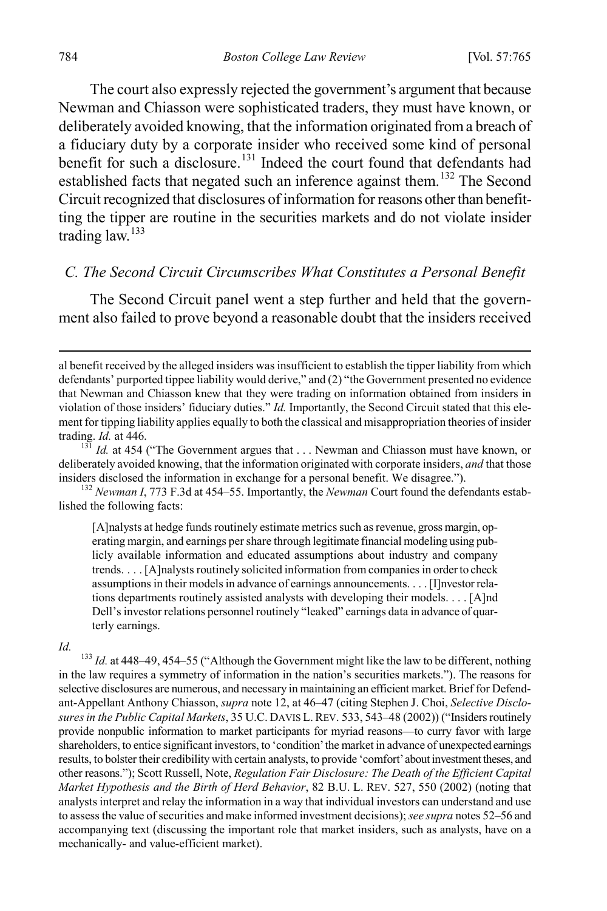The court also expressly rejected the government's argument that because Newman and Chiasson were sophisticated traders, they must have known, or deliberately avoided knowing, that the information originated from a breach of a fiduciary duty by a corporate insider who received some kind of personal benefit for such a disclosure.[131] Indeed the court found that defendants had established facts that negated such an inference against them.[132] The Second Circuit recognized that disclosures of information for reasons other than benefitting the tipper are routine in the securities markets and do not violate insider trading law.[133]

### *C. The Second Circuit Circumscribes What Constitutes a Personal Benefit*

The Second Circuit panel went a step further and held that the government also failed to prove beyond a reasonable doubt that the insiders received

---

al benefit received by the alleged insiders was insufficient to establish the tipper liability from which defendants' purported tippee liability would derive," and (2) "the Government presented no evidence that Newman and Chiasson knew that they were trading on information obtained from insiders in violation of those insiders' fiduciary duties." *Id.* Importantly, the Second Circuit stated that this element for tipping liability applies equally to both the classical and misappropriation theories of insider trading. *Id.* at 446.

[131] *Id.* at 454 ("The Government argues that . . . Newman and Chiasson must have known, or deliberately avoided knowing, that the information originated with corporate insiders, *and* that those insiders disclosed the information in exchange for a personal benefit. We disagree.").

[132] *Newman I*, 773 F.3d at 454–55. Importantly, the *Newman* Court found the defendants established the following facts:

> [A]nalysts at hedge funds routinely estimate metrics such as revenue, gross margin, operating margin, and earnings per share through legitimate financial modeling using publicly available information and educated assumptions about industry and company trends. . . . [A]nalysts routinely solicited information from companies in order to check assumptions in their models in advance of earnings announcements. . . . [I]nvestor relations departments routinely assisted analysts with developing their models. . . . [A]nd Dell's investor relations personnel routinely "leaked" earnings data in advance of quarterly earnings.

*Id.*

[133] *Id.* at 448–49, 454–55 ("Although the Government might like the law to be different, nothing in the law requires a symmetry of information in the nation's securities markets."). The reasons for selective disclosures are numerous, and necessary in maintaining an efficient market. Brief for Defendant-Appellant Anthony Chiasson, *supra* note 12, at 46–47 (citing Stephen J. Choi, *Selective Disclosures in the Public Capital Markets*, 35 U.C. DAVIS L. REV. 533, 543–48 (2002)) ("Insiders routinely provide nonpublic information to market participants for myriad reasons—to curry favor with large shareholders, to entice significant investors, to 'condition' the market in advance of unexpected earnings results, to bolster their credibility with certain analysts, to provide 'comfort' about investment theses, and other reasons."); Scott Russell, Note, *Regulation Fair Disclosure: The Death of the Efficient Capital Market Hypothesis and the Birth of Herd Behavior*, 82 B.U. L. REV. 527, 550 (2002) (noting that analysts interpret and relay the information in a way that individual investors can understand and use to assess the value of securities and make informed investment decisions); *see supra* notes 52–56 and accompanying text (discussing the important role that market insiders, such as analysts, have on a mechanically- and value-efficient market).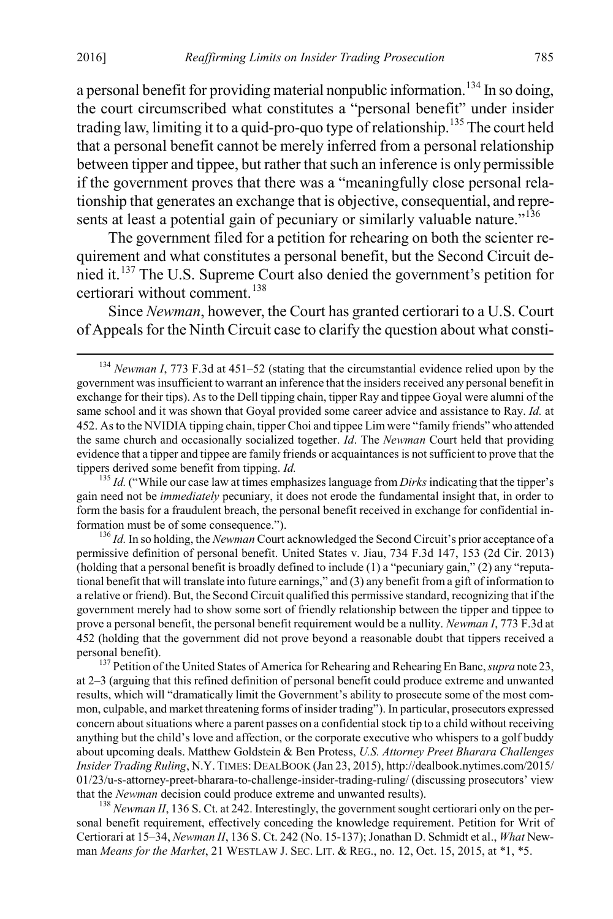a personal benefit for providing material nonpublic information.[134] In so doing, the court circumscribed what constitutes a "personal benefit" under insider trading law, limiting it to a quid-pro-quo type of relationship.[135] The court held that a personal benefit cannot be merely inferred from a personal relationship between tipper and tippee, but rather that such an inference is only permissible if the government proves that there was a "meaningfully close personal relationship that generates an exchange that is objective, consequential, and represents at least a potential gain of pecuniary or similarly valuable nature."[136]

The government filed for a petition for rehearing on both the scienter requirement and what constitutes a personal benefit, but the Second Circuit denied it.[137] The U.S. Supreme Court also denied the government's petition for certiorari without comment.[138]

Since *Newman*, however, the Court has granted certiorari to a U.S. Court of Appeals for the Ninth Circuit case to clarify the question about what consti-

---

[134] *Newman I*, 773 F.3d at 451–52 (stating that the circumstantial evidence relied upon by the government was insufficient to warrant an inference that the insiders received any personal benefit in exchange for their tips). As to the Dell tipping chain, tipper Ray and tippee Goyal were alumni of the same school and it was shown that Goyal provided some career advice and assistance to Ray. *Id.* at 452. As to the NVIDIA tipping chain, tipper Choi and tippee Lim were "family friends" who attended the same church and occasionally socialized together. *Id*. The *Newman* Court held that providing evidence that a tipper and tippee are family friends or acquaintances is not sufficient to prove that the tippers derived some benefit from tipping. *Id.*

[135] *Id.* ("While our case law at times emphasizes language from *Dirks* indicating that the tipper's gain need not be *immediately* pecuniary, it does not erode the fundamental insight that, in order to form the basis for a fraudulent breach, the personal benefit received in exchange for confidential information must be of some consequence.").

[136] *Id.* In so holding, the *Newman* Court acknowledged the Second Circuit's prior acceptance of a permissive definition of personal benefit. United States v. Jiau, 734 F.3d 147, 153 (2d Cir. 2013) (holding that a personal benefit is broadly defined to include (1) a "pecuniary gain," (2) any "reputational benefit that will translate into future earnings," and (3) any benefit from a gift of information to a relative or friend). But, the Second Circuit qualified this permissive standard, recognizing that if the government merely had to show some sort of friendly relationship between the tipper and tippee to prove a personal benefit, the personal benefit requirement would be a nullity. *Newman I*, 773 F.3d at 452 (holding that the government did not prove beyond a reasonable doubt that tippers received a personal benefit).

[137] Petition of the United States of America for Rehearing and Rehearing En Banc, *supra* note 23, at 2–3 (arguing that this refined definition of personal benefit could produce extreme and unwanted results, which will "dramatically limit the Government's ability to prosecute some of the most common, culpable, and market threatening forms of insider trading"). In particular, prosecutors expressed concern about situations where a parent passes on a confidential stock tip to a child without receiving anything but the child's love and affection, or the corporate executive who whispers to a golf buddy about upcoming deals. Matthew Goldstein & Ben Protess, *U.S. Attorney Preet Bharara Challenges Insider Trading Ruling*, N.Y. TIMES: DEALBOOK (Jan 23, 2015), http://dealbook.nytimes.com/2015/01/23/u-s-attorney-preet-bharara-to-challenge-insider-trading-ruling/ (discussing prosecutors' view that the *Newman* decision could produce extreme and unwanted results).

[138] *Newman II*, 136 S. Ct. at 242. Interestingly, the government sought certiorari only on the personal benefit requirement, effectively conceding the knowledge requirement. Petition for Writ of Certiorari at 15–34, *Newman II*, 136 S. Ct. 242 (No. 15-137); Jonathan D. Schmidt et al., *What* Newman *Means for the Market*, 21 WESTLAW J. SEC. LIT. & REG., no. 12, Oct. 15, 2015, at *1, *5.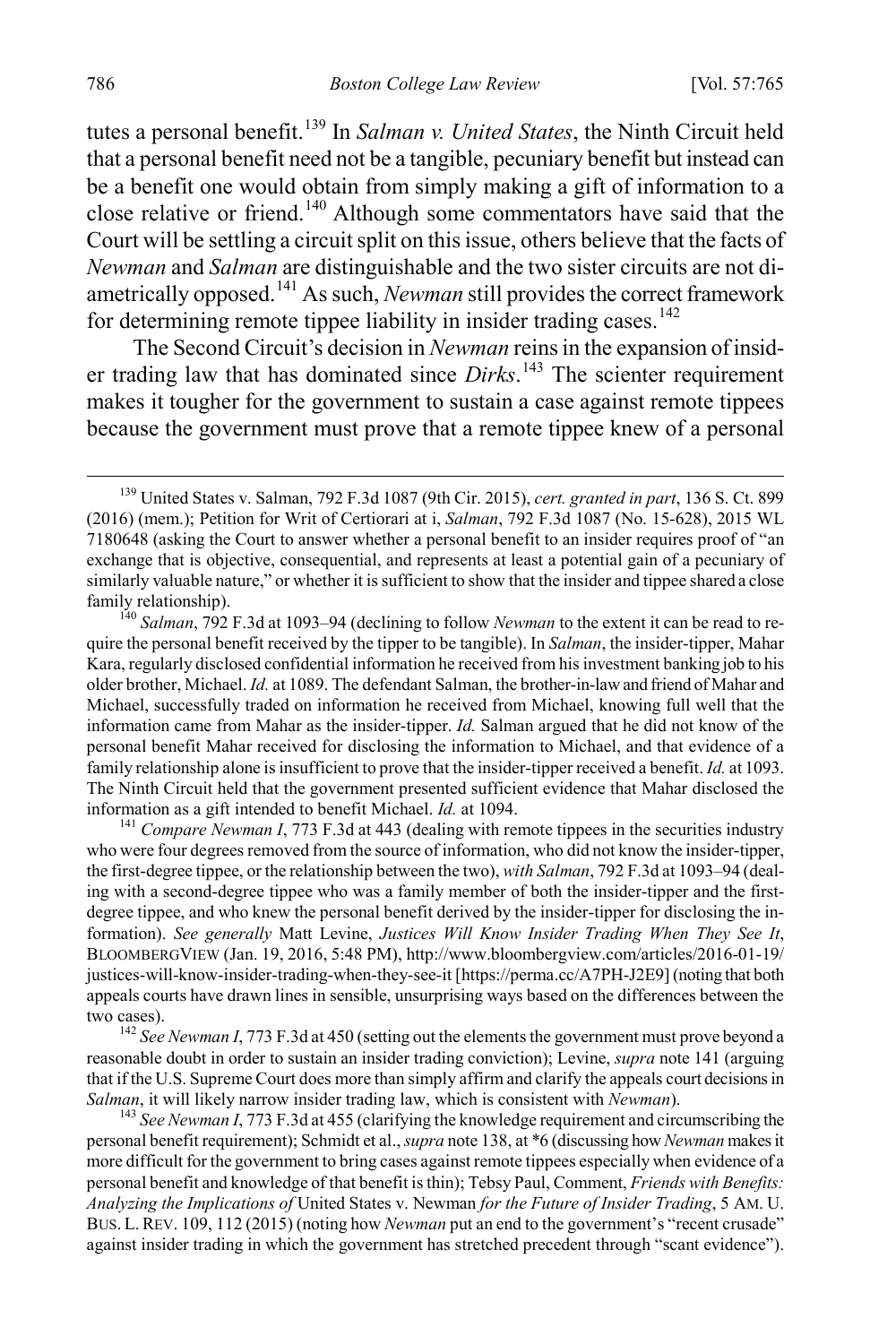tutes a personal benefit.[139] In *Salman v. United States*, the Ninth Circuit held that a personal benefit need not be a tangible, pecuniary benefit but instead can be a benefit one would obtain from simply making a gift of information to a close relative or friend.[140] Although some commentators have said that the Court will be settling a circuit split on this issue, others believe that the facts of *Newman* and *Salman* are distinguishable and the two sister circuits are not diametrically opposed.[141] As such, *Newman* still provides the correct framework for determining remote tippee liability in insider trading cases.[142]

The Second Circuit's decision in *Newman* reins in the expansion of insider trading law that has dominated since *Dirks*.[143] The scienter requirement makes it tougher for the government to sustain a case against remote tippees because the government must prove that a remote tippee knew of a personal

---

[139] United States v. Salman, 792 F.3d 1087 (9th Cir. 2015), *cert. granted in part*, 136 S. Ct. 899 (2016) (mem.); Petition for Writ of Certiorari at i, *Salman*, 792 F.3d 1087 (No. 15-628), 2015 WL 7180648 (asking the Court to answer whether a personal benefit to an insider requires proof of "an exchange that is objective, consequential, and represents at least a potential gain of a pecuniary of similarly valuable nature," or whether it is sufficient to show that the insider and tippee shared a close family relationship).

[140] *Salman*, 792 F.3d at 1093–94 (declining to follow *Newman* to the extent it can be read to require the personal benefit received by the tipper to be tangible). In *Salman*, the insider-tipper, Mahar Kara, regularly disclosed confidential information he received from his investment banking job to his older brother, Michael. *Id.* at 1089. The defendant Salman, the brother-in-law and friend of Mahar and Michael, successfully traded on information he received from Michael, knowing full well that the information came from Mahar as the insider-tipper. *Id.* Salman argued that he did not know of the personal benefit Mahar received for disclosing the information to Michael, and that evidence of a family relationship alone is insufficient to prove that the insider-tipper received a benefit. *Id.* at 1093. The Ninth Circuit held that the government presented sufficient evidence that Mahar disclosed the information as a gift intended to benefit Michael. *Id.* at 1094.

[141] *Compare Newman I*, 773 F.3d at 443 (dealing with remote tippees in the securities industry who were four degrees removed from the source of information, who did not know the insider-tipper, the first-degree tippee, or the relationship between the two), *with Salman*, 792 F.3d at 1093–94 (dealing with a second-degree tippee who was a family member of both the insider-tipper and the first-degree tippee, and who knew the personal benefit derived by the insider-tipper for disclosing the information). *See generally* Matt Levine, *Justices Will Know Insider Trading When They See It*, BLOOMBERGVIEW (Jan. 19, 2016, 5:48 PM), http://www.bloombergview.com/articles/2016-01-19/justices-will-know-insider-trading-when-they-see-it [https://perma.cc/A7PH-J2E9] (noting that both appeals courts have drawn lines in sensible, unsurprising ways based on the differences between the two cases).

[142] *See Newman I*, 773 F.3d at 450 (setting out the elements the government must prove beyond a reasonable doubt in order to sustain an insider trading conviction); Levine, *supra* note 141 (arguing that if the U.S. Supreme Court does more than simply affirm and clarify the appeals court decisions in *Salman*, it will likely narrow insider trading law, which is consistent with *Newman*).

[143] *See Newman I*, 773 F.3d at 455 (clarifying the knowledge requirement and circumscribing the personal benefit requirement); Schmidt et al., *supra* note 138, at \*6 (discussing how *Newman* makes it more difficult for the government to bring cases against remote tippees especially when evidence of a personal benefit and knowledge of that benefit is thin); Tebsy Paul, Comment, *Friends with Benefits: Analyzing the Implications of* United States v. Newman *for the Future of Insider Trading*, 5 AM. U. BUS. L. REV. 109, 112 (2015) (noting how *Newman* put an end to the government's "recent crusade" against insider trading in which the government has stretched precedent through "scant evidence").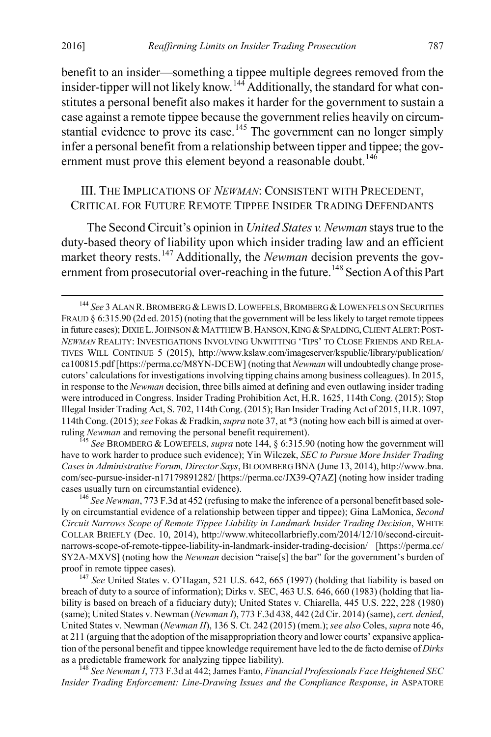benefit to an insider—something a tippee multiple degrees removed from the insider-tipper will not likely know.[144] Additionally, the standard for what constitutes a personal benefit also makes it harder for the government to sustain a case against a remote tippee because the government relies heavily on circumstantial evidence to prove its case.[145] The government can no longer simply infer a personal benefit from a relationship between tipper and tippee; the government must prove this element beyond a reasonable doubt.[146]

## III. THE IMPLICATIONS OF *NEWMAN*: CONSISTENT WITH PRECEDENT, CRITICAL FOR FUTURE REMOTE TIPPEE INSIDER TRADING DEFENDANTS

The Second Circuit's opinion in *United States v. Newman* stays true to the duty-based theory of liability upon which insider trading law and an efficient market theory rests.[147] Additionally, the *Newman* decision prevents the government from prosecutorial over-reaching in the future.[148] Section A of this Part

---

[144] *See* 3 ALAN R. BROMBERG & LEWIS D. LOWEFELS, BROMBERG & LOWENFELS ON SECURITIES FRAUD § 6:315.90 (2d ed. 2015) (noting that the government will be less likely to target remote tippees in future cases); DIXIE L. JOHNSON & MATTHEW B. HANSON, KING & SPALDING, CLIENT ALERT: POST-*NEWMAN* REALITY: INVESTIGATIONS INVOLVING UNWITTING 'TIPS' TO CLOSE FRIENDS AND RELATIVES WILL CONTINUE 5 (2015), http://www.kslaw.com/imageserver/kspublic/library/publication/ca100815.pdf [https://perma.cc/M8YN-DCEW] (noting that *Newman* will undoubtedly change prosecutors' calculations for investigations involving tipping chains among business colleagues). In 2015, in response to the *Newman* decision, three bills aimed at defining and even outlawing insider trading were introduced in Congress. Insider Trading Prohibition Act, H.R. 1625, 114th Cong. (2015); Stop Illegal Insider Trading Act, S. 702, 114th Cong. (2015); Ban Insider Trading Act of 2015, H.R. 1097, 114th Cong. (2015); *see* Fokas & Fradkin, *supra* note 37, at *3 (noting how each bill is aimed at overruling *Newman* and removing the personal benefit requirement).

[145] *See* BROMBERG & LOWEFELS, *supra* note 144, § 6:315.90 (noting how the government will have to work harder to produce such evidence); Yin Wilczek, *SEC to Pursue More Insider Trading Cases in Administrative Forum, Director Says*, BLOOMBERG BNA (June 13, 2014), http://www.bna.com/sec-pursue-insider-n17179891282/ [https://perma.cc/JX39-Q7AZ] (noting how insider trading cases usually turn on circumstantial evidence).

[146] *See Newman*, 773 F.3d at 452 (refusing to make the inference of a personal benefit based solely on circumstantial evidence of a relationship between tipper and tippee); Gina LaMonica, *Second Circuit Narrows Scope of Remote Tippee Liability in Landmark Insider Trading Decision*, WHITE COLLAR BRIEFLY (Dec. 10, 2014), http://www.whitecollarbriefly.com/2014/12/10/second-circuit-narrows-scope-of-remote-tippee-liability-in-landmark-insider-trading-decision/ [https://perma.cc/SY2A-MXVS] (noting how the *Newman* decision "raise[s] the bar" for the government's burden of proof in remote tippee cases).

[147] *See* United States v. O'Hagan, 521 U.S. 642, 665 (1997) (holding that liability is based on breach of duty to a source of information); Dirks v. SEC, 463 U.S. 646, 660 (1983) (holding that liability is based on breach of a fiduciary duty); United States v. Chiarella, 445 U.S. 222, 228 (1980) (same); United States v. Newman (*Newman I*), 773 F.3d 438, 442 (2d Cir. 2014) (same), *cert. denied*, United States v. Newman (*Newman II*), 136 S. Ct. 242 (2015) (mem.); *see also* Coles, *supra* note 46, at 211 (arguing that the adoption of the misappropriation theory and lower courts' expansive application of the personal benefit and tippee knowledge requirement have led to the de facto demise of *Dirks* as a predictable framework for analyzing tippee liability).

[148] *See Newman I*, 773 F.3d at 442; James Fanto, *Financial Professionals Face Heightened SEC Insider Trading Enforcement: Line-Drawing Issues and the Compliance Response*, *in* ASPATORE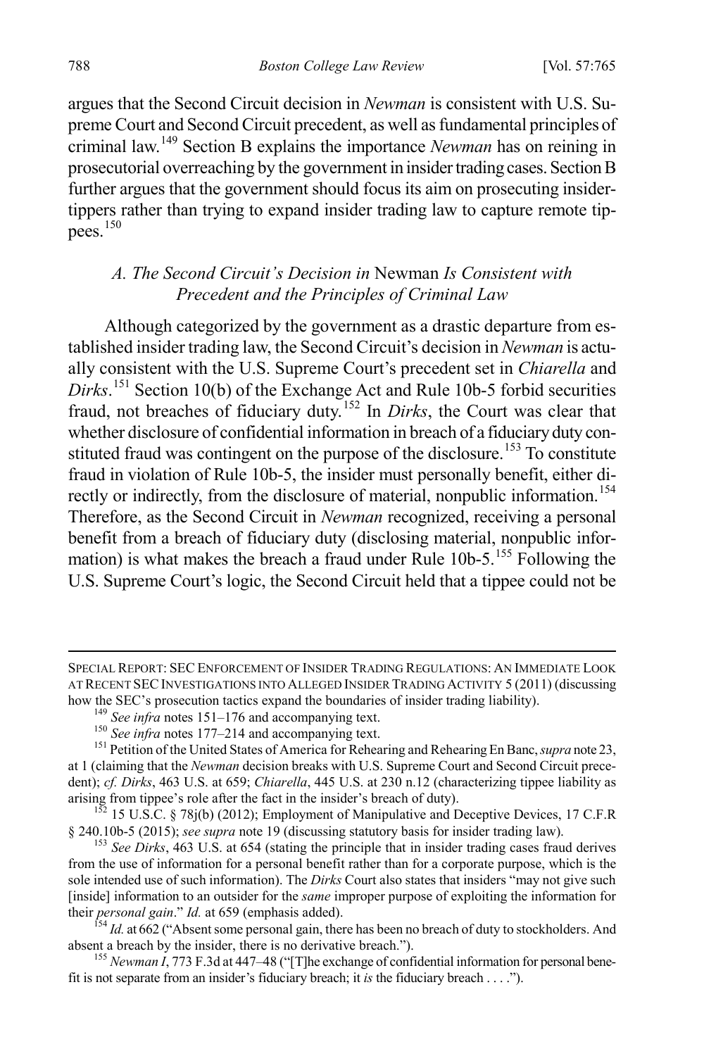argues that the Second Circuit decision in *Newman* is consistent with U.S. Supreme Court and Second Circuit precedent, as well as fundamental principles of criminal law.[149] Section B explains the importance *Newman* has on reining in prosecutorial overreaching by the government in insider trading cases. Section B further argues that the government should focus its aim on prosecuting insider-tippers rather than trying to expand insider trading law to capture remote tippees.[150]

### *A. The Second Circuit's Decision in* Newman *Is Consistent with Precedent and the Principles of Criminal Law*

Although categorized by the government as a drastic departure from established insider trading law, the Second Circuit's decision in *Newman* is actually consistent with the U.S. Supreme Court's precedent set in *Chiarella* and *Dirks*.[151] Section 10(b) of the Exchange Act and Rule 10b-5 forbid securities fraud, not breaches of fiduciary duty.[152] In *Dirks*, the Court was clear that whether disclosure of confidential information in breach of a fiduciary duty constituted fraud was contingent on the purpose of the disclosure.[153] To constitute fraud in violation of Rule 10b-5, the insider must personally benefit, either directly or indirectly, from the disclosure of material, nonpublic information.[154] Therefore, as the Second Circuit in *Newman* recognized, receiving a personal benefit from a breach of fiduciary duty (disclosing material, nonpublic information) is what makes the breach a fraud under Rule 10b-5.[155] Following the U.S. Supreme Court's logic, the Second Circuit held that a tippee could not be

---

SPECIAL REPORT: SEC ENFORCEMENT OF INSIDER TRADING REGULATIONS: AN IMMEDIATE LOOK AT RECENT SEC INVESTIGATIONS INTO ALLEGED INSIDER TRADING ACTIVITY 5 (2011) (discussing how the SEC's prosecution tactics expand the boundaries of insider trading liability).

[149] *See infra* notes 151–176 and accompanying text.

[150] *See infra* notes 177–214 and accompanying text.

[151] Petition of the United States of America for Rehearing and Rehearing En Banc, *supra* note 23, at 1 (claiming that the *Newman* decision breaks with U.S. Supreme Court and Second Circuit precedent); *cf. Dirks*, 463 U.S. at 659; *Chiarella*, 445 U.S. at 230 n.12 (characterizing tippee liability as arising from tippee's role after the fact in the insider's breach of duty).

[152] 15 U.S.C. § 78j(b) (2012); Employment of Manipulative and Deceptive Devices, 17 C.F.R § 240.10b-5 (2015); *see supra* note 19 (discussing statutory basis for insider trading law).

[153] *See Dirks*, 463 U.S. at 654 (stating the principle that in insider trading cases fraud derives from the use of information for a personal benefit rather than for a corporate purpose, which is the sole intended use of such information). The *Dirks* Court also states that insiders "may not give such [inside] information to an outsider for the *same* improper purpose of exploiting the information for their *personal gain*." *Id.* at 659 (emphasis added).

[154] *Id.* at 662 ("Absent some personal gain, there has been no breach of duty to stockholders. And absent a breach by the insider, there is no derivative breach.").

[155] *Newman I*, 773 F.3d at 447–48 ("[T]he exchange of confidential information for personal benefit is not separate from an insider's fiduciary breach; it *is* the fiduciary breach . . . .").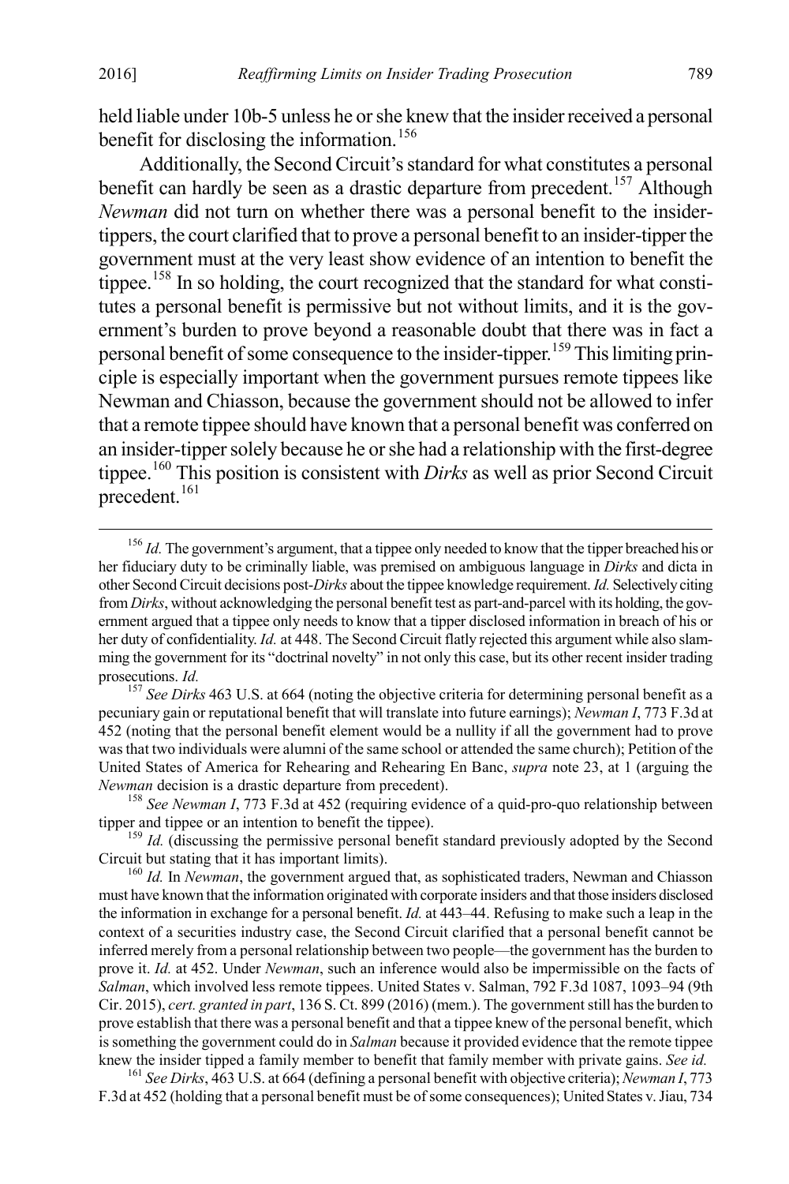held liable under 10b-5 unless he or she knew that the insider received a personal benefit for disclosing the information.[156]

Additionally, the Second Circuit's standard for what constitutes a personal benefit can hardly be seen as a drastic departure from precedent.[157] Although *Newman* did not turn on whether there was a personal benefit to the insider-tippers, the court clarified that to prove a personal benefit to an insider-tipper the government must at the very least show evidence of an intention to benefit the tippee.[158] In so holding, the court recognized that the standard for what constitutes a personal benefit is permissive but not without limits, and it is the government's burden to prove beyond a reasonable doubt that there was in fact a personal benefit of some consequence to the insider-tipper.[159] This limiting principle is especially important when the government pursues remote tippees like Newman and Chiasson, because the government should not be allowed to infer that a remote tippee should have known that a personal benefit was conferred on an insider-tipper solely because he or she had a relationship with the first-degree tippee.[160] This position is consistent with *Dirks* as well as prior Second Circuit precedent.[161]

---

[156] *Id.* The government's argument, that a tippee only needed to know that the tipper breached his or her fiduciary duty to be criminally liable, was premised on ambiguous language in *Dirks* and dicta in other Second Circuit decisions post-*Dirks* about the tippee knowledge requirement. *Id.* Selectively citing from *Dirks*, without acknowledging the personal benefit test as part-and-parcel with its holding, the government argued that a tippee only needs to know that a tipper disclosed information in breach of his or her duty of confidentiality. *Id.* at 448. The Second Circuit flatly rejected this argument while also slamming the government for its "doctrinal novelty" in not only this case, but its other recent insider trading prosecutions. *Id.*

[157] *See Dirks* 463 U.S. at 664 (noting the objective criteria for determining personal benefit as a pecuniary gain or reputational benefit that will translate into future earnings); *Newman I*, 773 F.3d at 452 (noting that the personal benefit element would be a nullity if all the government had to prove was that two individuals were alumni of the same school or attended the same church); Petition of the United States of America for Rehearing and Rehearing En Banc, *supra* note 23, at 1 (arguing the *Newman* decision is a drastic departure from precedent).

[158] *See Newman I*, 773 F.3d at 452 (requiring evidence of a quid-pro-quo relationship between tipper and tippee or an intention to benefit the tippee).

[159] *Id.* (discussing the permissive personal benefit standard previously adopted by the Second Circuit but stating that it has important limits).

[160] *Id.* In *Newman*, the government argued that, as sophisticated traders, Newman and Chiasson must have known that the information originated with corporate insiders and that those insiders disclosed the information in exchange for a personal benefit. *Id.* at 443–44. Refusing to make such a leap in the context of a securities industry case, the Second Circuit clarified that a personal benefit cannot be inferred merely from a personal relationship between two people—the government has the burden to prove it. *Id.* at 452. Under *Newman*, such an inference would also be impermissible on the facts of *Salman*, which involved less remote tippees. United States v. Salman, 792 F.3d 1087, 1093–94 (9th Cir. 2015), *cert. granted in part*, 136 S. Ct. 899 (2016) (mem.). The government still has the burden to prove establish that there was a personal benefit and that a tippee knew of the personal benefit, which is something the government could do in *Salman* because it provided evidence that the remote tippee knew the insider tipped a family member to benefit that family member with private gains. *See id.*

[161] *See Dirks*, 463 U.S. at 664 (defining a personal benefit with objective criteria); *Newman I*, 773 F.3d at 452 (holding that a personal benefit must be of some consequences); United States v. Jiau, 734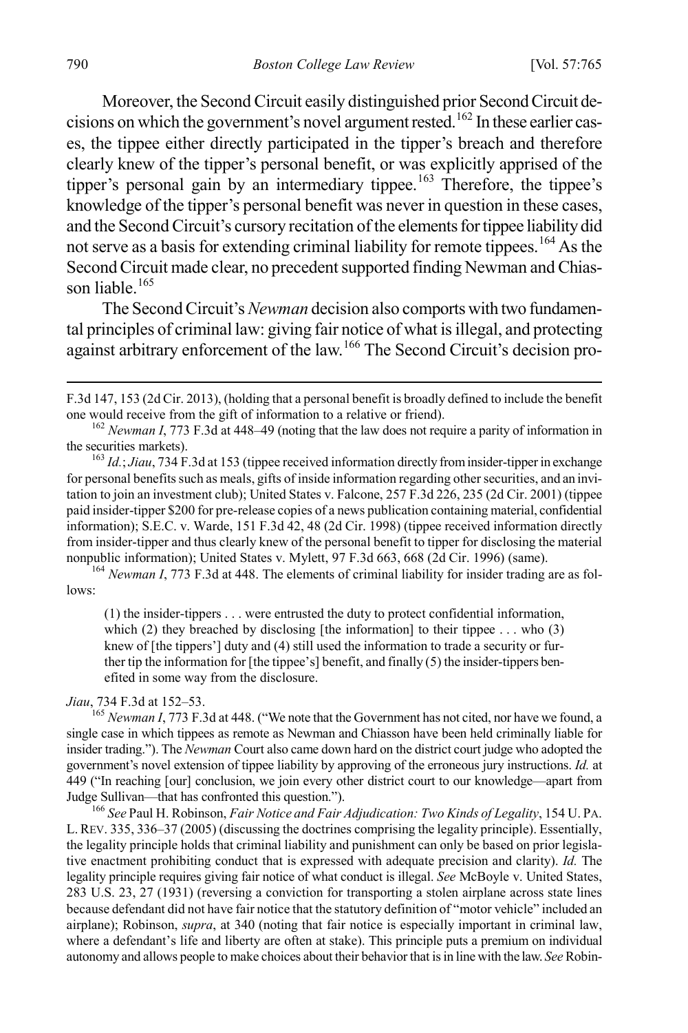Moreover, the Second Circuit easily distinguished prior Second Circuit decisions on which the government's novel argument rested.[162] In these earlier cases, the tippee either directly participated in the tipper's breach and therefore clearly knew of the tipper's personal benefit, or was explicitly apprised of the tipper's personal gain by an intermediary tippee.[163] Therefore, the tippee's knowledge of the tipper's personal benefit was never in question in these cases, and the Second Circuit's cursory recitation of the elements for tippee liability did not serve as a basis for extending criminal liability for remote tippees.[164] As the Second Circuit made clear, no precedent supported finding Newman and Chiasson liable.[165]

The Second Circuit's *Newman* decision also comports with two fundamental principles of criminal law: giving fair notice of what is illegal, and protecting against arbitrary enforcement of the law.[166] The Second Circuit's decision pro-

---

F.3d 147, 153 (2d Cir. 2013), (holding that a personal benefit is broadly defined to include the benefit one would receive from the gift of information to a relative or friend).

[162] *Newman I*, 773 F.3d at 448–49 (noting that the law does not require a parity of information in the securities markets).

[163] *Id.*; *Jiau*, 734 F.3d at 153 (tippee received information directly from insider-tipper in exchange for personal benefits such as meals, gifts of inside information regarding other securities, and an invitation to join an investment club); United States v. Falcone, 257 F.3d 226, 235 (2d Cir. 2001) (tippee paid insider-tipper $200 for pre-release copies of a news publication containing material, confidential information); S.E.C. v. Warde, 151 F.3d 42, 48 (2d Cir. 1998) (tippee received information directly from insider-tipper and thus clearly knew of the personal benefit to tipper for disclosing the material nonpublic information); United States v. Mylett, 97 F.3d 663, 668 (2d Cir. 1996) (same).

[164] *Newman I*, 773 F.3d at 448. The elements of criminal liability for insider trading are as follows:

> (1) the insider-tippers . . . were entrusted the duty to protect confidential information, which (2) they breached by disclosing [the information] to their tippee . . . who (3) knew of [the tippers'] duty and (4) still used the information to trade a security or further tip the information for [the tippee's] benefit, and finally (5) the insider-tippers benefited in some way from the disclosure.

*Jiau*, 734 F.3d at 152–53.

[165] *Newman I*, 773 F.3d at 448. ("We note that the Government has not cited, nor have we found, a single case in which tippees as remote as Newman and Chiasson have been held criminally liable for insider trading."). The *Newman* Court also came down hard on the district court judge who adopted the government's novel extension of tippee liability by approving of the erroneous jury instructions. *Id.* at 449 ("In reaching [our] conclusion, we join every other district court to our knowledge—apart from Judge Sullivan—that has confronted this question.").

[166] *See* Paul H. Robinson, *Fair Notice and Fair Adjudication: Two Kinds of Legality*, 154 U. PA. L. REV. 335, 336–37 (2005) (discussing the doctrines comprising the legality principle). Essentially, the legality principle holds that criminal liability and punishment can only be based on prior legislative enactment prohibiting conduct that is expressed with adequate precision and clarity). *Id.* The legality principle requires giving fair notice of what conduct is illegal. *See* McBoyle v. United States, 283 U.S. 23, 27 (1931) (reversing a conviction for transporting a stolen airplane across state lines because defendant did not have fair notice that the statutory definition of "motor vehicle" included an airplane); Robinson, *supra*, at 340 (noting that fair notice is especially important in criminal law, where a defendant's life and liberty are often at stake). This principle puts a premium on individual autonomy and allows people to make choices about their behavior that is in line with the law. *See* Robin-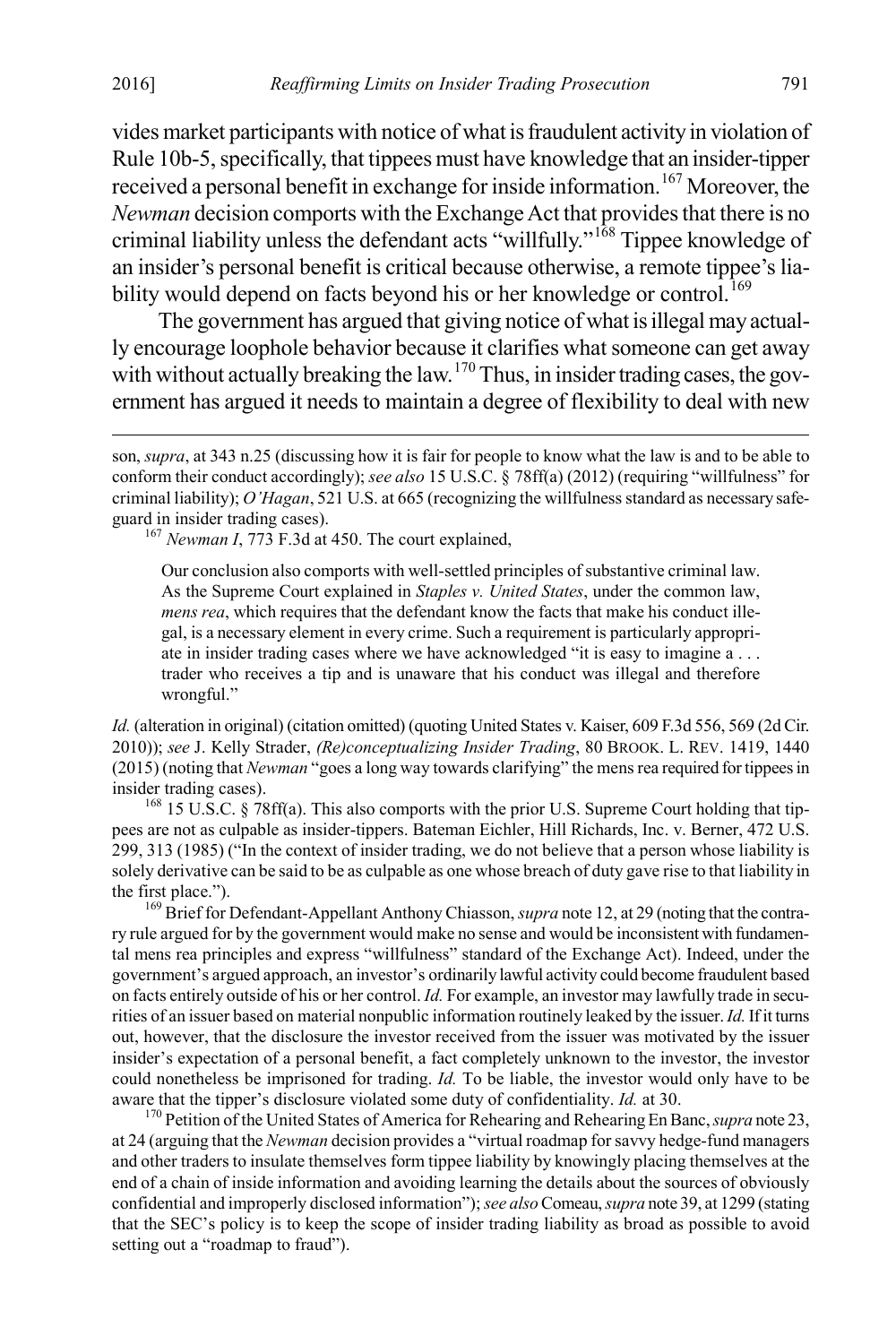vides market participants with notice of what is fraudulent activity in violation of Rule 10b-5, specifically, that tippees must have knowledge that an insider-tipper received a personal benefit in exchange for inside information.[167] Moreover, the *Newman* decision comports with the Exchange Act that provides that there is no criminal liability unless the defendant acts "willfully."[168] Tippee knowledge of an insider's personal benefit is critical because otherwise, a remote tippee's liability would depend on facts beyond his or her knowledge or control.[169]

The government has argued that giving notice of what is illegal may actually encourage loophole behavior because it clarifies what someone can get away with without actually breaking the law.[170] Thus, in insider trading cases, the government has argued it needs to maintain a degree of flexibility to deal with new

---

son, *supra*, at 343 n.25 (discussing how it is fair for people to know what the law is and to be able to conform their conduct accordingly); *see also* 15 U.S.C. § 78ff(a) (2012) (requiring "willfulness" for criminal liability); *O'Hagan*, 521 U.S. at 665 (recognizing the willfulness standard as necessary safeguard in insider trading cases).

[167] *Newman I*, 773 F.3d at 450. The court explained,

> Our conclusion also comports with well-settled principles of substantive criminal law. As the Supreme Court explained in *Staples v. United States*, under the common law, *mens rea*, which requires that the defendant know the facts that make his conduct illegal, is a necessary element in every crime. Such a requirement is particularly appropriate in insider trading cases where we have acknowledged "it is easy to imagine a . . . trader who receives a tip and is unaware that his conduct was illegal and therefore wrongful."

*Id.* (alteration in original) (citation omitted) (quoting United States v. Kaiser, 609 F.3d 556, 569 (2d Cir. 2010)); *see* J. Kelly Strader, *(Re)conceptualizing Insider Trading*, 80 BROOK. L. REV. 1419, 1440 (2015) (noting that *Newman* "goes a long way towards clarifying" the mens rea required for tippees in insider trading cases).

[168] 15 U.S.C. § 78ff(a). This also comports with the prior U.S. Supreme Court holding that tippees are not as culpable as insider-tippers. Bateman Eichler, Hill Richards, Inc. v. Berner, 472 U.S. 299, 313 (1985) ("In the context of insider trading, we do not believe that a person whose liability is solely derivative can be said to be as culpable as one whose breach of duty gave rise to that liability in the first place.").

[169] Brief for Defendant-Appellant Anthony Chiasson, *supra* note 12, at 29 (noting that the contrary rule argued for by the government would make no sense and would be inconsistent with fundamental mens rea principles and express "willfulness" standard of the Exchange Act). Indeed, under the government's argued approach, an investor's ordinarily lawful activity could become fraudulent based on facts entirely outside of his or her control. *Id.* For example, an investor may lawfully trade in securities of an issuer based on material nonpublic information routinely leaked by the issuer. *Id.* If it turns out, however, that the disclosure the investor received from the issuer was motivated by the issuer insider's expectation of a personal benefit, a fact completely unknown to the investor, the investor could nonetheless be imprisoned for trading. *Id.* To be liable, the investor would only have to be aware that the tipper's disclosure violated some duty of confidentiality. *Id.* at 30.

[170] Petition of the United States of America for Rehearing and Rehearing En Banc, *supra* note 23, at 24 (arguing that the *Newman* decision provides a "virtual roadmap for savvy hedge-fund managers and other traders to insulate themselves form tippee liability by knowingly placing themselves at the end of a chain of inside information and avoiding learning the details about the sources of obviously confidential and improperly disclosed information"); *see also* Comeau, *supra* note 39, at 1299 (stating that the SEC's policy is to keep the scope of insider trading liability as broad as possible to avoid setting out a "roadmap to fraud").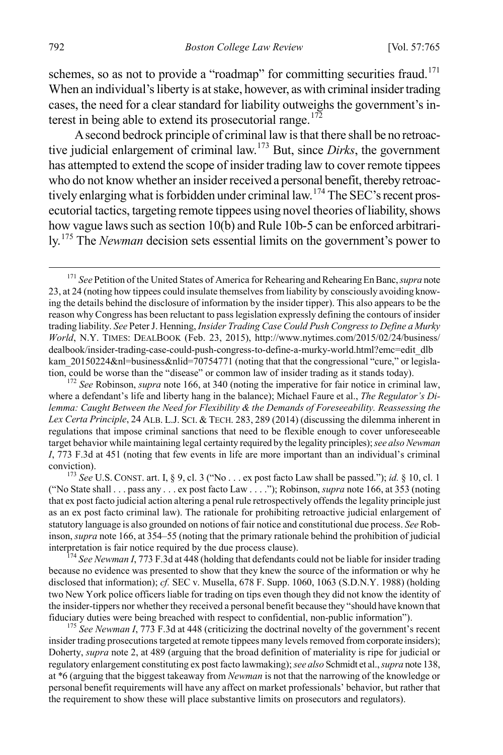schemes, so as not to provide a "roadmap" for committing securities fraud.[171] When an individual's liberty is at stake, however, as with criminal insider trading cases, the need for a clear standard for liability outweighs the government's interest in being able to extend its prosecutorial range.[172]

A second bedrock principle of criminal law is that there shall be no retroactive judicial enlargement of criminal law.[173] But, since *Dirks*, the government has attempted to extend the scope of insider trading law to cover remote tippees who do not know whether an insider received a personal benefit, thereby retroactively enlarging what is forbidden under criminal law.[174] The SEC's recent prosecutorial tactics, targeting remote tippees using novel theories of liability, shows how vague laws such as section 10(b) and Rule 10b-5 can be enforced arbitrarily.[175] The *Newman* decision sets essential limits on the government's power to

---

[171] *See* Petition of the United States of America for Rehearing and Rehearing En Banc, *supra* note 23, at 24 (noting how tippees could insulate themselves from liability by consciously avoiding knowing the details behind the disclosure of information by the insider tipper). This also appears to be the reason why Congress has been reluctant to pass legislation expressly defining the contours of insider trading liability. *See* Peter J. Henning, *Insider Trading Case Could Push Congress to Define a Murky World*, N.Y. TIMES: DEALBOOK (Feb. 23, 2015), http://www.nytimes.com/2015/02/24/business/dealbook/insider-trading-case-could-push-congress-to-define-a-murky-world.html?emc=edit_dlbkam_20150224&nl=business&nlid=70754771 (noting that that the congressional "cure," or legislation, could be worse than the "disease" or common law of insider trading as it stands today).

[172] *See* Robinson, *supra* note 166, at 340 (noting the imperative for fair notice in criminal law, where a defendant's life and liberty hang in the balance); Michael Faure et al., *The Regulator's Dilemma: Caught Between the Need for Flexibility & the Demands of Foreseeability. Reassessing the Lex Certa Principle*, 24 ALB. L.J. SCI. & TECH. 283, 289 (2014) (discussing the dilemma inherent in regulations that impose criminal sanctions that need to be flexible enough to cover unforeseeable target behavior while maintaining legal certainty required by the legality principles); *see also Newman I*, 773 F.3d at 451 (noting that few events in life are more important than an individual's criminal conviction).

[173] *See* U.S. CONST. art. I, § 9, cl. 3 ("No . . . ex post facto Law shall be passed."); *id.* § 10, cl. 1 ("No State shall . . . pass any . . . ex post facto Law . . . ."); Robinson, *supra* note 166, at 353 (noting that ex post facto judicial action altering a penal rule retrospectively offends the legality principle just as an ex post facto criminal law). The rationale for prohibiting retroactive judicial enlargement of statutory language is also grounded on notions of fair notice and constitutional due process. *See* Robinson, *supra* note 166, at 354–55 (noting that the primary rationale behind the prohibition of judicial interpretation is fair notice required by the due process clause).

[174] *See Newman I*, 773 F.3d at 448 (holding that defendants could not be liable for insider trading because no evidence was presented to show that they knew the source of the information or why he disclosed that information); *cf.* SEC v. Musella, 678 F. Supp. 1060, 1063 (S.D.N.Y. 1988) (holding two New York police officers liable for trading on tips even though they did not know the identity of the insider-tippers nor whether they received a personal benefit because they "should have known that fiduciary duties were being breached with respect to confidential, non-public information").

[175] *See Newman I*, 773 F.3d at 448 (criticizing the doctrinal novelty of the government's recent insider trading prosecutions targeted at remote tippees many levels removed from corporate insiders); Doherty, *supra* note 2, at 489 (arguing that the broad definition of materiality is ripe for judicial or regulatory enlargement constituting ex post facto lawmaking); *see also* Schmidt et al., *supra* note 138, at *6 (arguing that the biggest takeaway from *Newman* is not that the narrowing of the knowledge or personal benefit requirements will have any affect on market professionals' behavior, but rather that the requirement to show these will place substantive limits on prosecutors and regulators).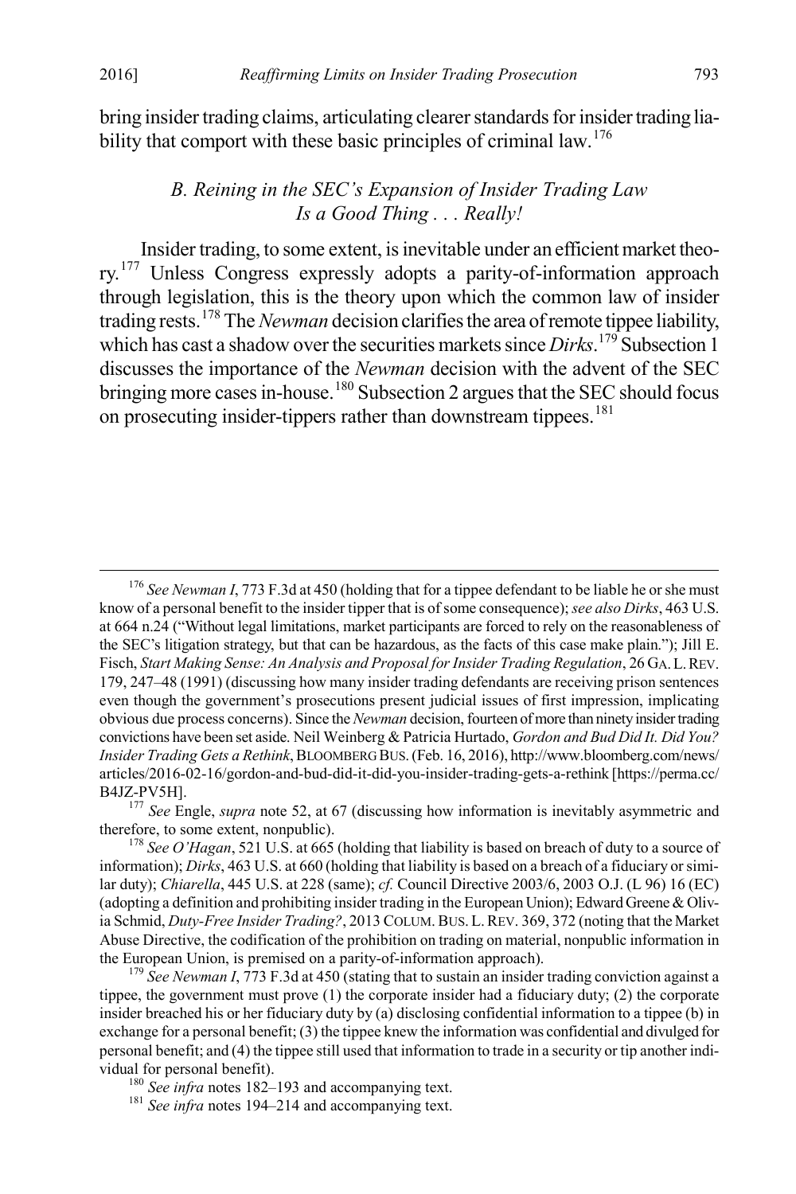bring insider trading claims, articulating clearer standards for insider trading liability that comport with these basic principles of criminal law.[176]

### *B. Reining in the SEC's Expansion of Insider Trading Law Is a Good Thing . . . Really!*

Insider trading, to some extent, is inevitable under an efficient market theory.[177] Unless Congress expressly adopts a parity-of-information approach through legislation, this is the theory upon which the common law of insider trading rests.[178] The *Newman* decision clarifies the area of remote tippee liability, which has cast a shadow over the securities markets since *Dirks*.[179] Subsection 1 discusses the importance of the *Newman* decision with the advent of the SEC bringing more cases in-house.[180] Subsection 2 argues that the SEC should focus on prosecuting insider-tippers rather than downstream tippees.[181]

---

[176] *See Newman I*, 773 F.3d at 450 (holding that for a tippee defendant to be liable he or she must know of a personal benefit to the insider tipper that is of some consequence); *see also Dirks*, 463 U.S. at 664 n.24 ("Without legal limitations, market participants are forced to rely on the reasonableness of the SEC's litigation strategy, but that can be hazardous, as the facts of this case make plain."); Jill E. Fisch, *Start Making Sense: An Analysis and Proposal for Insider Trading Regulation*, 26 GA. L. REV. 179, 247–48 (1991) (discussing how many insider trading defendants are receiving prison sentences even though the government's prosecutions present judicial issues of first impression, implicating obvious due process concerns). Since the *Newman* decision, fourteen of more than ninety insider trading convictions have been set aside. Neil Weinberg & Patricia Hurtado, *Gordon and Bud Did It. Did You? Insider Trading Gets a Rethink*, BLOOMBERG BUS. (Feb. 16, 2016), http://www.bloomberg.com/news/articles/2016-02-16/gordon-and-bud-did-it-did-you-insider-trading-gets-a-rethink [https://perma.cc/B4JZ-PV5H].

[177] *See* Engle, *supra* note 52, at 67 (discussing how information is inevitably asymmetric and therefore, to some extent, nonpublic).

[178] *See O'Hagan*, 521 U.S. at 665 (holding that liability is based on breach of duty to a source of information); *Dirks*, 463 U.S. at 660 (holding that liability is based on a breach of a fiduciary or similar duty); *Chiarella*, 445 U.S. at 228 (same); *cf.* Council Directive 2003/6, 2003 O.J. (L 96) 16 (EC) (adopting a definition and prohibiting insider trading in the European Union); Edward Greene & Olivia Schmid, *Duty-Free Insider Trading?*, 2013 COLUM. BUS. L. REV. 369, 372 (noting that the Market Abuse Directive, the codification of the prohibition on trading on material, nonpublic information in the European Union, is premised on a parity-of-information approach).

[179] *See Newman I*, 773 F.3d at 450 (stating that to sustain an insider trading conviction against a tippee, the government must prove (1) the corporate insider had a fiduciary duty; (2) the corporate insider breached his or her fiduciary duty by (a) disclosing confidential information to a tippee (b) in exchange for a personal benefit; (3) the tippee knew the information was confidential and divulged for personal benefit; and (4) the tippee still used that information to trade in a security or tip another individual for personal benefit).

[180] *See infra* notes 182–193 and accompanying text.

[181] *See infra* notes 194–214 and accompanying text.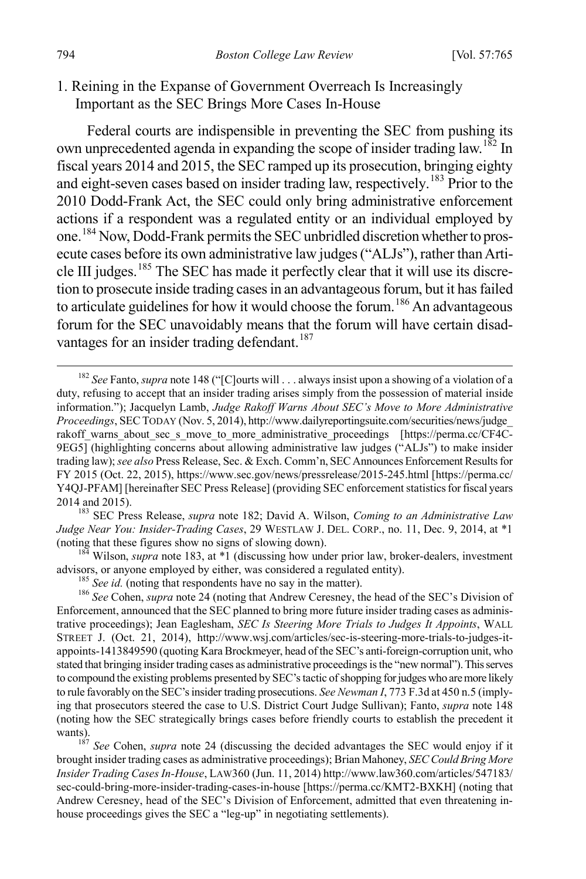### 1. Reining in the Expanse of Government Overreach Is Increasingly Important as the SEC Brings More Cases In-House

Federal courts are indispensible in preventing the SEC from pushing its own unprecedented agenda in expanding the scope of insider trading law.[182] In fiscal years 2014 and 2015, the SEC ramped up its prosecution, bringing eighty and eight-seven cases based on insider trading law, respectively.[183] Prior to the 2010 Dodd-Frank Act, the SEC could only bring administrative enforcement actions if a respondent was a regulated entity or an individual employed by one.[184] Now, Dodd-Frank permits the SEC unbridled discretion whether to prosecute cases before its own administrative law judges ("ALJs"), rather than Article III judges.[185] The SEC has made it perfectly clear that it will use its discretion to prosecute inside trading cases in an advantageous forum, but it has failed to articulate guidelines for how it would choose the forum.[186] An advantageous forum for the SEC unavoidably means that the forum will have certain disadvantages for an insider trading defendant.[187]

---

[182] *See* Fanto, *supra* note 148 ("[C]ourts will . . . always insist upon a showing of a violation of a duty, refusing to accept that an insider trading arises simply from the possession of material inside information."); Jacquelyn Lamb, *Judge Rakoff Warns About SEC's Move to More Administrative Proceedings*, SEC TODAY (Nov. 5, 2014), http://www.dailyreportingsuite.com/securities/news/judge_rakoff_warns_about_sec_s_move_to_more_administrative_proceedings [https://perma.cc/CF4C-9EG5] (highlighting concerns about allowing administrative law judges ("ALJs") to make insider trading law); *see also* Press Release, Sec. & Exch. Comm'n, SEC Announces Enforcement Results for FY 2015 (Oct. 22, 2015), https://www.sec.gov/news/pressrelease/2015-245.html [https://perma.cc/Y4QJ-PFAM] [hereinafter SEC Press Release] (providing SEC enforcement statistics for fiscal years 2014 and 2015).

[183] SEC Press Release, *supra* note 182; David A. Wilson, *Coming to an Administrative Law Judge Near You: Insider-Trading Cases*, 29 WESTLAW J. DEL. CORP., no. 11, Dec. 9, 2014, at *1 (noting that these figures show no signs of slowing down).

[184] Wilson, *supra* note 183, at *1 (discussing how under prior law, broker-dealers, investment advisors, or anyone employed by either, was considered a regulated entity).

[185] *See id.* (noting that respondents have no say in the matter).

[186] *See* Cohen, *supra* note 24 (noting that Andrew Ceresney, the head of the SEC's Division of Enforcement, announced that the SEC planned to bring more future insider trading cases as administrative proceedings); Jean Eaglesham, *SEC Is Steering More Trials to Judges It Appoints*, WALL STREET J. (Oct. 21, 2014), http://www.wsj.com/articles/sec-is-steering-more-trials-to-judges-it-appoints-1413849590 (quoting Kara Brockmeyer, head of the SEC's anti-foreign-corruption unit, who stated that bringing insider trading cases as administrative proceedings is the "new normal"). This serves to compound the existing problems presented by SEC's tactic of shopping for judges who are more likely to rule favorably on the SEC's insider trading prosecutions. *See Newman I*, 773 F.3d at 450 n.5 (implying that prosecutors steered the case to U.S. District Court Judge Sullivan); Fanto, *supra* note 148 (noting how the SEC strategically brings cases before friendly courts to establish the precedent it wants).

[187] *See* Cohen, *supra* note 24 (discussing the decided advantages the SEC would enjoy if it brought insider trading cases as administrative proceedings); Brian Mahoney, *SEC Could Bring More Insider Trading Cases In-House*, LAW360 (Jun. 11, 2014) http://www.law360.com/articles/547183/sec-could-bring-more-insider-trading-cases-in-house [https://perma.cc/KMT2-BXKH] (noting that Andrew Ceresney, head of the SEC's Division of Enforcement, admitted that even threatening in-house proceedings gives the SEC a "leg-up" in negotiating settlements).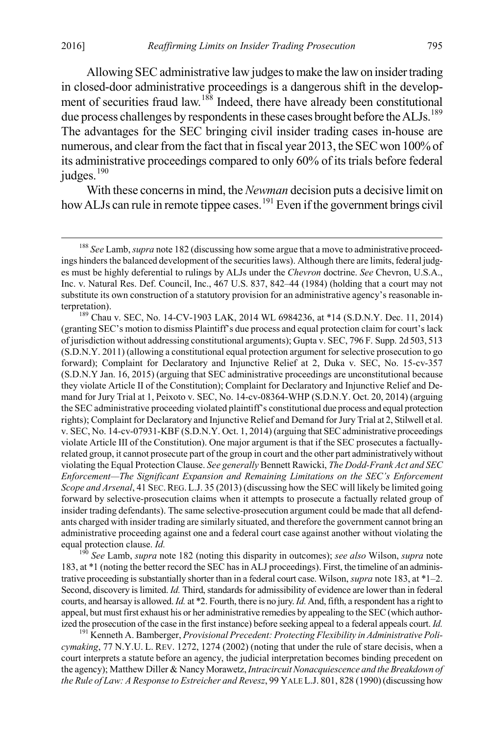Allowing SEC administrative law judges to make the law on insider trading in closed-door administrative proceedings is a dangerous shift in the development of securities fraud law.[188] Indeed, there have already been constitutional due process challenges by respondents in these cases brought before the ALJs.[189] The advantages for the SEC bringing civil insider trading cases in-house are numerous, and clear from the fact that in fiscal year 2013, the SEC won 100% of its administrative proceedings compared to only 60% of its trials before federal judges.[190]

With these concerns in mind, the *Newman* decision puts a decisive limit on how ALJs can rule in remote tippee cases.[191] Even if the government brings civil

---

[188] *See* Lamb, *supra* note 182 (discussing how some argue that a move to administrative proceedings hinders the balanced development of the securities laws). Although there are limits, federal judges must be highly deferential to rulings by ALJs under the *Chevron* doctrine. *See* Chevron, U.S.A., Inc. v. Natural Res. Def. Council, Inc., 467 U.S. 837, 842–44 (1984) (holding that a court may not substitute its own construction of a statutory provision for an administrative agency's reasonable interpretation).

[189] Chau v. SEC, No. 14-CV-1903 LAK, 2014 WL 6984236, at *14 (S.D.N.Y. Dec. 11, 2014) (granting SEC's motion to dismiss Plaintiff's due process and equal protection claim for court's lack of jurisdiction without addressing constitutional arguments); Gupta v. SEC, 796 F. Supp. 2d 503, 513 (S.D.N.Y. 2011) (allowing a constitutional equal protection argument for selective prosecution to go forward); Complaint for Declaratory and Injunctive Relief at 2, Duka v. SEC, No. 15-cv-357 (S.D.N.Y Jan. 16, 2015) (arguing that SEC administrative proceedings are unconstitutional because they violate Article II of the Constitution); Complaint for Declaratory and Injunctive Relief and Demand for Jury Trial at 1, Peixoto v. SEC, No. 14-cv-08364-WHP (S.D.N.Y. Oct. 20, 2014) (arguing the SEC administrative proceeding violated plaintiff's constitutional due process and equal protection rights); Complaint for Declaratory and Injunctive Relief and Demand for Jury Trial at 2, Stilwell et al. v. SEC, No. 14-cv-07931-KBF (S.D.N.Y. Oct. 1, 2014) (arguing that SEC administrative proceedings violate Article III of the Constitution). One major argument is that if the SEC prosecutes a factually-related group, it cannot prosecute part of the group in court and the other part administratively without violating the Equal Protection Clause. *See generally* Bennett Rawicki, *The Dodd-Frank Act and SEC Enforcement—The Significant Expansion and Remaining Limitations on the SEC's Enforcement Scope and Arsenal*, 41 SEC. REG. L.J. 35 (2013) (discussing how the SEC will likely be limited going forward by selective-prosecution claims when it attempts to prosecute a factually related group of insider trading defendants). The same selective-prosecution argument could be made that all defendants charged with insider trading are similarly situated, and therefore the government cannot bring an administrative proceeding against one and a federal court case against another without violating the equal protection clause. *Id.*

[190] *See* Lamb, *supra* note 182 (noting this disparity in outcomes); *see also* Wilson, *supra* note 183, at *1 (noting the better record the SEC has in ALJ proceedings). First, the timeline of an administrative proceeding is substantially shorter than in a federal court case. Wilson, *supra* note 183, at *1–2. Second, discovery is limited. *Id.* Third, standards for admissibility of evidence are lower than in federal courts, and hearsay is allowed. *Id.* at *2. Fourth, there is no jury. *Id.* And, fifth, a respondent has a right to appeal, but must first exhaust his or her administrative remedies by appealing to the SEC (which authorized the prosecution of the case in the first instance) before seeking appeal to a federal appeals court. *Id.*

[191] Kenneth A. Bamberger, *Provisional Precedent: Protecting Flexibility in Administrative Policymaking*, 77 N.Y.U. L. REV. 1272, 1274 (2002) (noting that under the rule of stare decisis, when a court interprets a statute before an agency, the judicial interpretation becomes binding precedent on the agency); Matthew Diller & Nancy Morawetz, *Intracircuit Nonacquiescence and the Breakdown of the Rule of Law: A Response to Estreicher and Revesz*, 99 YALE L.J. 801, 828 (1990) (discussing how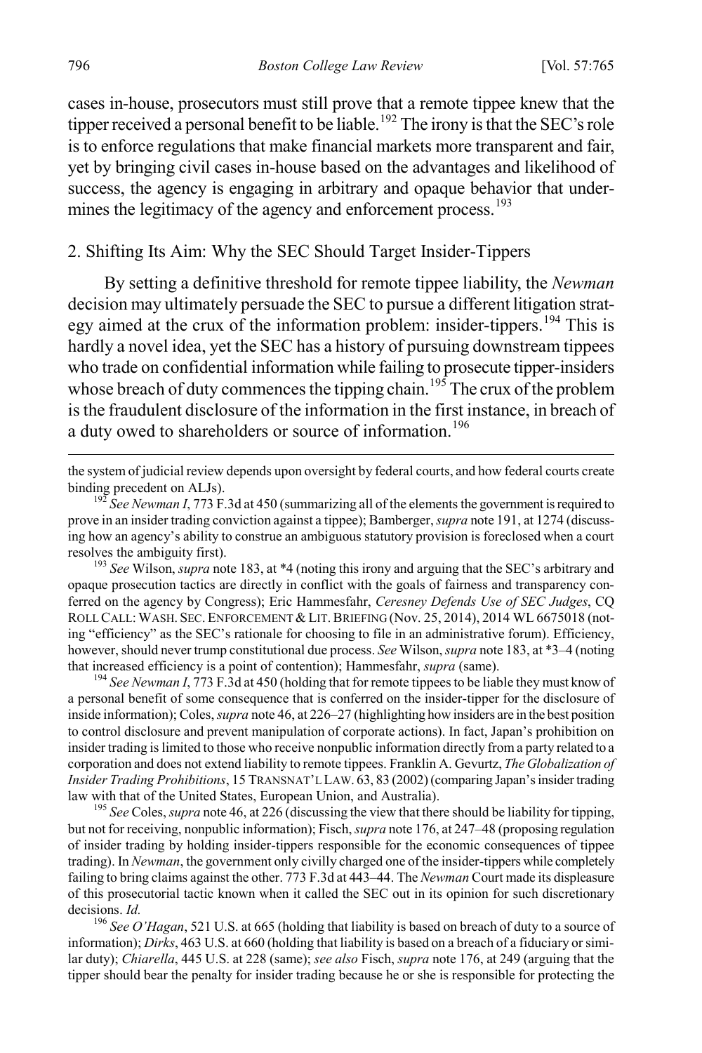cases in-house, prosecutors must still prove that a remote tippee knew that the tipper received a personal benefit to be liable.[192] The irony is that the SEC's role is to enforce regulations that make financial markets more transparent and fair, yet by bringing civil cases in-house based on the advantages and likelihood of success, the agency is engaging in arbitrary and opaque behavior that undermines the legitimacy of the agency and enforcement process.[193]

### 2. Shifting Its Aim: Why the SEC Should Target Insider-Tippers

By setting a definitive threshold for remote tippee liability, the *Newman* decision may ultimately persuade the SEC to pursue a different litigation strategy aimed at the crux of the information problem: insider-tippers.[194] This is hardly a novel idea, yet the SEC has a history of pursuing downstream tippees who trade on confidential information while failing to prosecute tipper-insiders whose breach of duty commences the tipping chain.[195] The crux of the problem is the fraudulent disclosure of the information in the first instance, in breach of a duty owed to shareholders or source of information.[196]

---

the system of judicial review depends upon oversight by federal courts, and how federal courts create binding precedent on ALJs).

[192] *See Newman I*, 773 F.3d at 450 (summarizing all of the elements the government is required to prove in an insider trading conviction against a tippee); Bamberger, *supra* note 191, at 1274 (discussing how an agency's ability to construe an ambiguous statutory provision is foreclosed when a court resolves the ambiguity first).

[193] *See* Wilson, *supra* note 183, at *4 (noting this irony and arguing that the SEC's arbitrary and opaque prosecution tactics are directly in conflict with the goals of fairness and transparency conferred on the agency by Congress); Eric Hammesfahr, *Ceresney Defends Use of SEC Judges*, CQ ROLL CALL: WASH. SEC. ENFORCEMENT & LIT. BRIEFING (Nov. 25, 2014), 2014 WL 6675018 (noting "efficiency" as the SEC's rationale for choosing to file in an administrative forum). Efficiency, however, should never trump constitutional due process. *See* Wilson, *supra* note 183, at *3–4 (noting that increased efficiency is a point of contention); Hammesfahr, *supra* (same).

[194] *See Newman I*, 773 F.3d at 450 (holding that for remote tippees to be liable they must know of a personal benefit of some consequence that is conferred on the insider-tipper for the disclosure of inside information); Coles, *supra* note 46, at 226–27 (highlighting how insiders are in the best position to control disclosure and prevent manipulation of corporate actions). In fact, Japan's prohibition on insider trading is limited to those who receive nonpublic information directly from a party related to a corporation and does not extend liability to remote tippees. Franklin A. Gevurtz, *The Globalization of Insider Trading Prohibitions*, 15 TRANSNAT'L LAW. 63, 83 (2002) (comparing Japan's insider trading law with that of the United States, European Union, and Australia).

[195] *See* Coles, *supra* note 46, at 226 (discussing the view that there should be liability for tipping, but not for receiving, nonpublic information); Fisch, *supra* note 176, at 247–48 (proposing regulation of insider trading by holding insider-tippers responsible for the economic consequences of tippee trading). In *Newman*, the government only civilly charged one of the insider-tippers while completely failing to bring claims against the other. 773 F.3d at 443–44. The *Newman* Court made its displeasure of this prosecutorial tactic known when it called the SEC out in its opinion for such discretionary decisions. *Id.*

[196] *See O'Hagan*, 521 U.S. at 665 (holding that liability is based on breach of duty to a source of information); *Dirks*, 463 U.S. at 660 (holding that liability is based on a breach of a fiduciary or similar duty); *Chiarella*, 445 U.S. at 228 (same); *see also* Fisch, *supra* note 176, at 249 (arguing that the tipper should bear the penalty for insider trading because he or she is responsible for protecting the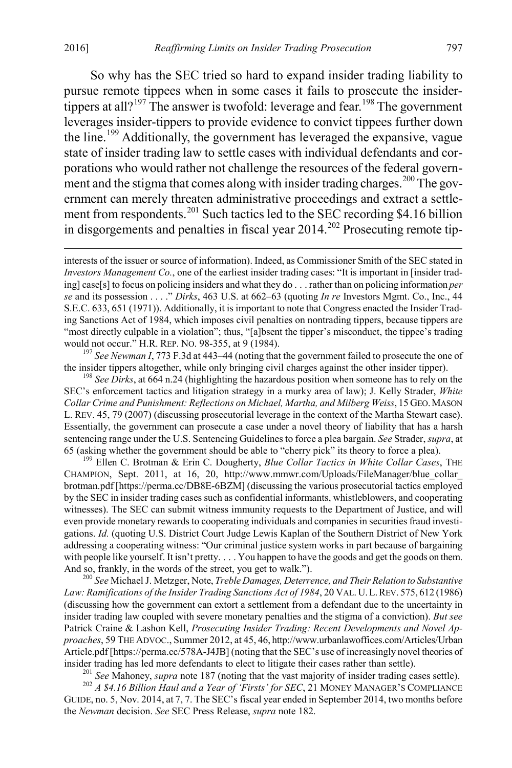So why has the SEC tried so hard to expand insider trading liability to pursue remote tippees when in some cases it fails to prosecute the insider-tippers at all?[197] The answer is twofold: leverage and fear.[198] The government leverages insider-tippers to provide evidence to convict tippees further down the line.[199] Additionally, the government has leveraged the expansive, vague state of insider trading law to settle cases with individual defendants and corporations who would rather not challenge the resources of the federal government and the stigma that comes along with insider trading charges.[200] The government can merely threaten administrative proceedings and extract a settlement from respondents.[201] Such tactics led to the SEC recording $4.16 billion in disgorgements and penalties in fiscal year 2014.[202] Prosecuting remote tip-

---

interests of the issuer or source of information). Indeed, as Commissioner Smith of the SEC stated in *Investors Management Co.*, one of the earliest insider trading cases: "It is important in [insider trading] case[s] to focus on policing insiders and what they do . . . rather than on policing information *per se* and its possession . . . ." *Dirks*, 463 U.S. at 662–63 (quoting *In re* Investors Mgmt. Co., Inc., 44 S.E.C. 633, 651 (1971)). Additionally, it is important to note that Congress enacted the Insider Trading Sanctions Act of 1984, which imposes civil penalties on nontrading tippers, because tippers are "most directly culpable in a violation"; thus, "[a]bsent the tipper's misconduct, the tippee's trading would not occur." H.R. REP. NO. 98-355, at 9 (1984).

[197] *See Newman I*, 773 F.3d at 443–44 (noting that the government failed to prosecute the one of the insider tippers altogether, while only bringing civil charges against the other insider tipper).

[198] *See Dirks*, at 664 n.24 (highlighting the hazardous position when someone has to rely on the SEC's enforcement tactics and litigation strategy in a murky area of law); J. Kelly Strader, *White Collar Crime and Punishment: Reflections on Michael, Martha, and Milberg Weiss*, 15 GEO. MASON L. REV. 45, 79 (2007) (discussing prosecutorial leverage in the context of the Martha Stewart case). Essentially, the government can prosecute a case under a novel theory of liability that has a harsh sentencing range under the U.S. Sentencing Guidelines to force a plea bargain. *See* Strader, *supra*, at 65 (asking whether the government should be able to "cherry pick" its theory to force a plea).

[199] Ellen C. Brotman & Erin C. Dougherty, *Blue Collar Tactics in White Collar Cases*, THE CHAMPION, Sept. 2011, at 16, 20, http://www.mmwr.com/Uploads/FileManager/blue_collar_brotman.pdf [https://perma.cc/DB8E-6BZM] (discussing the various prosecutorial tactics employed by the SEC in insider trading cases such as confidential informants, whistleblowers, and cooperating witnesses). The SEC can submit witness immunity requests to the Department of Justice, and will even provide monetary rewards to cooperating individuals and companies in securities fraud investigations. *Id.* (quoting U.S. District Court Judge Lewis Kaplan of the Southern District of New York addressing a cooperating witness: "Our criminal justice system works in part because of bargaining with people like yourself. It isn't pretty. . . . You happen to have the goods and get the goods on them. And so, frankly, in the words of the street, you get to walk.").

[200] *See* Michael J. Metzger, Note, *Treble Damages, Deterrence, and Their Relation to Substantive Law: Ramifications of the Insider Trading Sanctions Act of 1984*, 20 VAL. U. L. REV. 575, 612 (1986) (discussing how the government can extort a settlement from a defendant due to the uncertainty in insider trading law coupled with severe monetary penalties and the stigma of a conviction). *But see* Patrick Craine & Lashon Kell, *Prosecuting Insider Trading: Recent Developments and Novel Approaches*, 59 THE ADVOC., Summer 2012, at 45, 46, http://www.urbanlawoffices.com/Articles/UrbanArticle.pdf [https://perma.cc/578A-J4JB] (noting that the SEC's use of increasingly novel theories of insider trading has led more defendants to elect to litigate their cases rather than settle).

[201] *See* Mahoney, *supra* note 187 (noting that the vast majority of insider trading cases settle).

[202] *A $4.16 Billion Haul and a Year of 'Firsts' for SEC*, 21 MONEY MANAGER'S COMPLIANCE GUIDE, no. 5, Nov. 2014, at 7, 7. The SEC's fiscal year ended in September 2014, two months before the *Newman* decision. *See* SEC Press Release, *supra* note 182.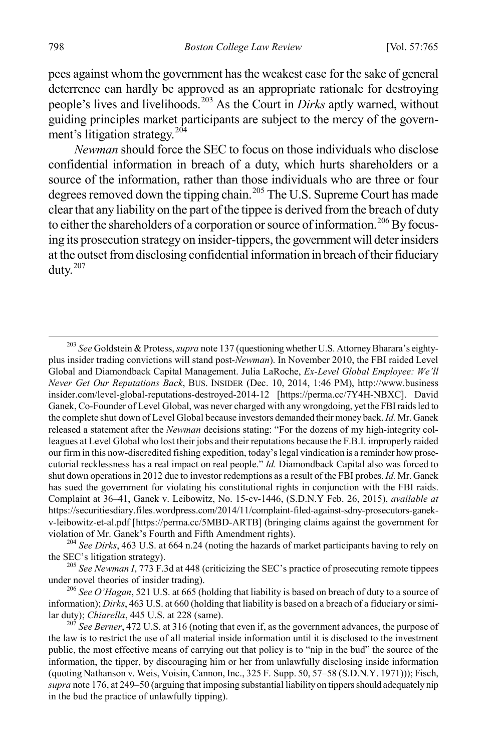pees against whom the government has the weakest case for the sake of general deterrence can hardly be approved as an appropriate rationale for destroying people's lives and livelihoods.[203] As the Court in *Dirks* aptly warned, without guiding principles market participants are subject to the mercy of the government's litigation strategy.[204]

*Newman* should force the SEC to focus on those individuals who disclose confidential information in breach of a duty, which hurts shareholders or a source of the information, rather than those individuals who are three or four degrees removed down the tipping chain.[205] The U.S. Supreme Court has made clear that any liability on the part of the tippee is derived from the breach of duty to either the shareholders of a corporation or source of information.[206] By focusing its prosecution strategy on insider-tippers, the government will deter insiders at the outset from disclosing confidential information in breach of their fiduciary duty.[207]

---

[203] *See* Goldstein & Protess, *supra* note 137 (questioning whether U.S. Attorney Bharara's eighty-plus insider trading convictions will stand post-*Newman*). In November 2010, the FBI raided Level Global and Diamondback Capital Management. Julia LaRoche, *Ex-Level Global Employee: We'll Never Get Our Reputations Back*, BUS. INSIDER (Dec. 10, 2014, 1:46 PM), http://www.businessinsider.com/level-global-reputations-destroyed-2014-12 [https://perma.cc/7Y4H-NBXC]. David Ganek, Co-Founder of Level Global, was never charged with any wrongdoing, yet the FBI raids led to the complete shut down of Level Global because investors demanded their money back. *Id.* Mr. Ganek released a statement after the *Newman* decisions stating: "For the dozens of my high-integrity colleagues at Level Global who lost their jobs and their reputations because the F.B.I. improperly raided our firm in this now-discredited fishing expedition, today's legal vindication is a reminder how prosecutorial recklessness has a real impact on real people." *Id.* Diamondback Capital also was forced to shut down operations in 2012 due to investor redemptions as a result of the FBI probes. *Id.* Mr. Ganek has sued the government for violating his constitutional rights in conjunction with the FBI raids. Complaint at 36–41, Ganek v. Leibowitz, No. 15-cv-1446, (S.D.N.Y Feb. 26, 2015), *available at* https://securitiesdiary.files.wordpress.com/2014/11/complaint-filed-against-sdny-prosecutors-ganek-v-leibowitz-et-al.pdf [https://perma.cc/5MBD-ARTB] (bringing claims against the government for violation of Mr. Ganek's Fourth and Fifth Amendment rights).

[204] *See Dirks*, 463 U.S. at 664 n.24 (noting the hazards of market participants having to rely on the SEC's litigation strategy).

[205] *See Newman I*, 773 F.3d at 448 (criticizing the SEC's practice of prosecuting remote tippees under novel theories of insider trading).

[206] *See O'Hagan*, 521 U.S. at 665 (holding that liability is based on breach of duty to a source of information); *Dirks*, 463 U.S. at 660 (holding that liability is based on a breach of a fiduciary or similar duty); *Chiarella*, 445 U.S. at 228 (same).

[207] *See Berner*, 472 U.S. at 316 (noting that even if, as the government advances, the purpose of the law is to restrict the use of all material inside information until it is disclosed to the investment public, the most effective means of carrying out that policy is to "nip in the bud" the source of the information, the tipper, by discouraging him or her from unlawfully disclosing inside information (quoting Nathanson v. Weis, Voisin, Cannon, Inc., 325 F. Supp. 50, 57–58 (S.D.N.Y. 1971))); Fisch, *supra* note 176, at 249–50 (arguing that imposing substantial liability on tippers should adequately nip in the bud the practice of unlawfully tipping).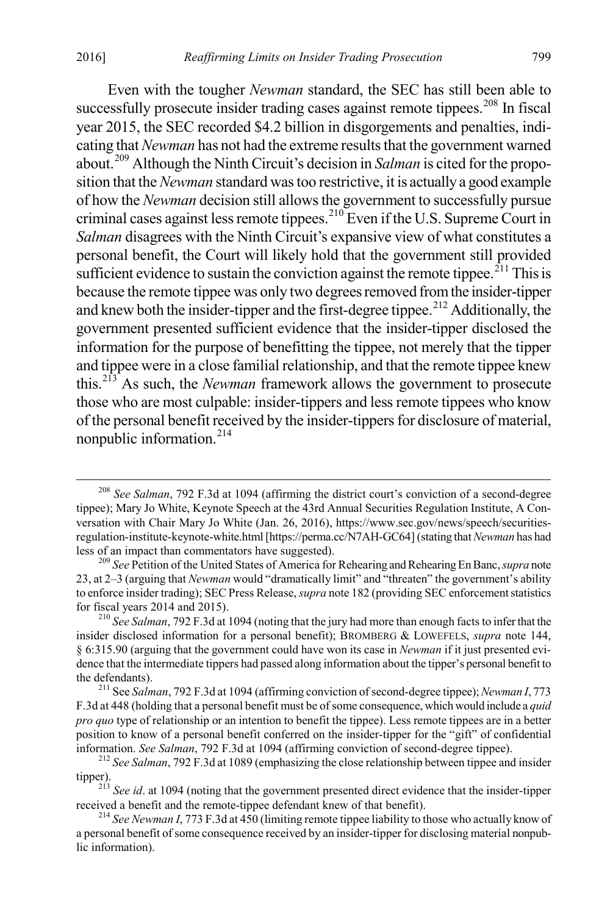Even with the tougher *Newman* standard, the SEC has still been able to successfully prosecute insider trading cases against remote tippees.[208] In fiscal year 2015, the SEC recorded $4.2 billion in disgorgements and penalties, indicating that *Newman* has not had the extreme results that the government warned about.[209] Although the Ninth Circuit's decision in *Salman* is cited for the proposition that the *Newman* standard was too restrictive, it is actually a good example of how the *Newman* decision still allows the government to successfully pursue criminal cases against less remote tippees.[210] Even if the U.S. Supreme Court in *Salman* disagrees with the Ninth Circuit's expansive view of what constitutes a personal benefit, the Court will likely hold that the government still provided sufficient evidence to sustain the conviction against the remote tippee.[211] This is because the remote tippee was only two degrees removed from the insider-tipper and knew both the insider-tipper and the first-degree tippee.[212] Additionally, the government presented sufficient evidence that the insider-tipper disclosed the information for the purpose of benefitting the tippee, not merely that the tipper and tippee were in a close familial relationship, and that the remote tippee knew this.[213] As such, the *Newman* framework allows the government to prosecute those who are most culpable: insider-tippers and less remote tippees who know of the personal benefit received by the insider-tippers for disclosure of material, nonpublic information.[214]

---

[208] *See Salman*, 792 F.3d at 1094 (affirming the district court's conviction of a second-degree tippee); Mary Jo White, Keynote Speech at the 43rd Annual Securities Regulation Institute, A Conversation with Chair Mary Jo White (Jan. 26, 2016), https://www.sec.gov/news/speech/securities-regulation-institute-keynote-white.html [https://perma.cc/N7AH-GC64] (stating that *Newman* has had less of an impact than commentators have suggested).

[209] *See* Petition of the United States of America for Rehearing and Rehearing En Banc, *supra* note 23, at 2–3 (arguing that *Newman* would "dramatically limit" and "threaten" the government's ability to enforce insider trading); SEC Press Release, *supra* note 182 (providing SEC enforcement statistics for fiscal years 2014 and 2015).

[210] *See Salman*, 792 F.3d at 1094 (noting that the jury had more than enough facts to infer that the insider disclosed information for a personal benefit); BROMBERG & LOWEFELS, *supra* note 144, § 6:315.90 (arguing that the government could have won its case in *Newman* if it just presented evidence that the intermediate tippers had passed along information about the tipper's personal benefit to the defendants).

[211] See *Salman*, 792 F.3d at 1094 (affirming conviction of second-degree tippee); *Newman I*, 773 F.3d at 448 (holding that a personal benefit must be of some consequence, which would include a *quid pro quo* type of relationship or an intention to benefit the tippee). Less remote tippees are in a better position to know of a personal benefit conferred on the insider-tipper for the "gift" of confidential information. *See Salman*, 792 F.3d at 1094 (affirming conviction of second-degree tippee).

[212] *See Salman*, 792 F.3d at 1089 (emphasizing the close relationship between tippee and insider tipper).

[213] *See id*. at 1094 (noting that the government presented direct evidence that the insider-tipper received a benefit and the remote-tippee defendant knew of that benefit).

[214] *See Newman I*, 773 F.3d at 450 (limiting remote tippee liability to those who actually know of a personal benefit of some consequence received by an insider-tipper for disclosing material nonpublic information).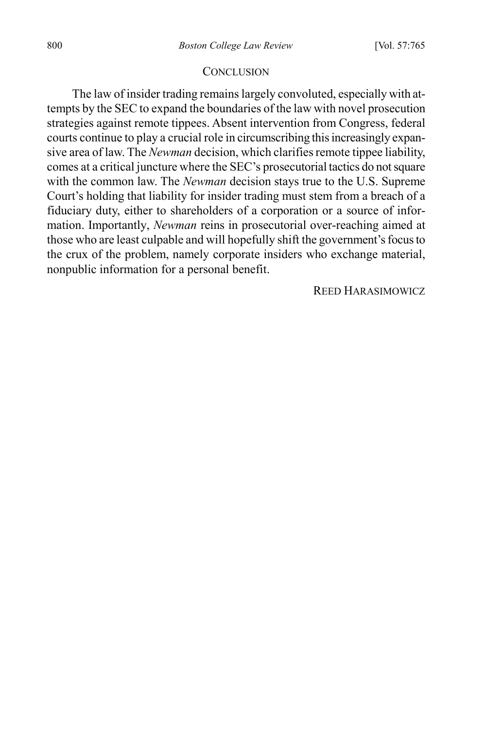## Conclusion

The law of insider trading remains largely convoluted, especially with attempts by the SEC to expand the boundaries of the law with novel prosecution strategies against remote tippees. Absent intervention from Congress, federal courts continue to play a crucial role in circumscribing this increasingly expansive area of law. The *Newman* decision, which clarifies remote tippee liability, comes at a critical juncture where the SEC's prosecutorial tactics do not square with the common law. The *Newman* decision stays true to the U.S. Supreme Court's holding that liability for insider trading must stem from a breach of a fiduciary duty, either to shareholders of a corporation or a source of information. Importantly, *Newman* reins in prosecutorial over-reaching aimed at those who are least culpable and will hopefully shift the government's focus to the crux of the problem, namely corporate insiders who exchange material, nonpublic information for a personal benefit.

REED HARASIMOWICZ